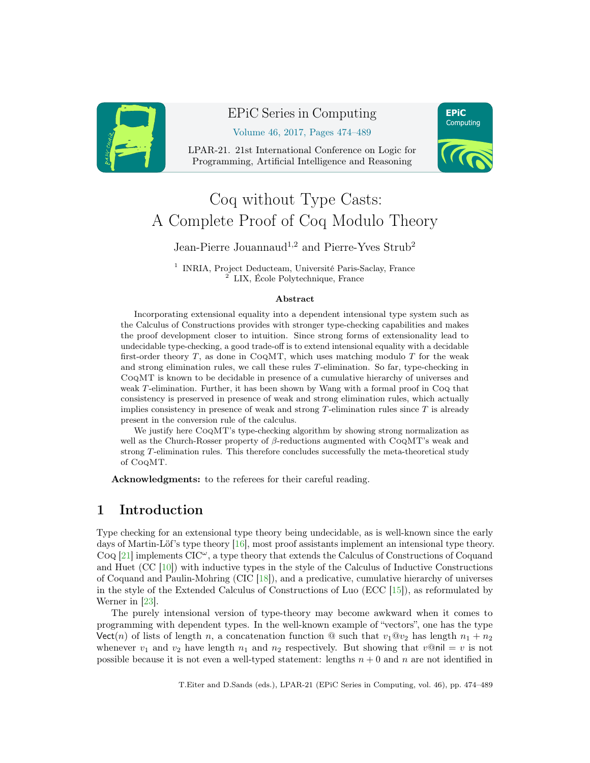# Coq without Type Casts: A Complete Proof of Coq Modulo Theory

Jean-Pierre Jouannaud[1,2] and Pierre-Yves Strub[2]

[1] INRIA, Project Deducteam, Université Paris-Saclay, France
[2] LIX, École Polytechnique, France

### Abstract

Incorporating extensional equality into a dependent intensional type system such as the Calculus of Constructions provides with stronger type-checking capabilities and makes the proof development closer to intuition. Since strong forms of extensionality lead to undecidable type-checking, a good trade-off is to extend intensional equality with a decidable first-order theory $T$, as done in CoqMT, which uses matching modulo $T$ for the weak and strong elimination rules, we call these rules $T$-elimination. So far, type-checking in CoqMT is known to be decidable in presence of a cumulative hierarchy of universes and weak $T$-elimination. Further, it has been shown by Wang with a formal proof in Coq that consistency is preserved in presence of weak and strong elimination rules, which actually implies consistency in presence of weak and strong $T$-elimination rules since $T$ is already present in the conversion rule of the calculus.

We justify here CoqMT's type-checking algorithm by showing strong normalization as well as the Church-Rosser property of $\beta$-reductions augmented with CoqMT's weak and strong $T$-elimination rules. This therefore concludes successfully the meta-theoretical study of CoqMT.

**Acknowledgments:** to the referees for their careful reading.

## 1 Introduction

Type checking for an extensional type theory being undecidable, as is well-known since the early days of Martin-Löf's type theory [16], most proof assistants implement an intensional type theory. Coq [21] implements CIC$^\omega$, a type theory that extends the Calculus of Constructions of Coquand and Huet (CC [10]) with inductive types in the style of the Calculus of Inductive Constructions of Coquand and Paulin-Mohring (CIC [18]), and a predicative, cumulative hierarchy of universes in the style of the Extended Calculus of Constructions of Luo (ECC [15]), as reformulated by Werner in [23].

The purely intensional version of type-theory may become awkward when it comes to programming with dependent types. In the well-known example of "vectors", one has the type $\mathsf{Vect}(n)$ of lists of length $n$, a concatenation function @ such that $v_1 @ v_2$ has length $n_1 + n_2$ whenever $v_1$ and $v_2$ have length $n_1$ and $n_2$ respectively. But showing that $v @ \mathsf{nil} = v$ is not possible because it is not even a well-typed statement: lengths $n + 0$ and $n$ are not identified in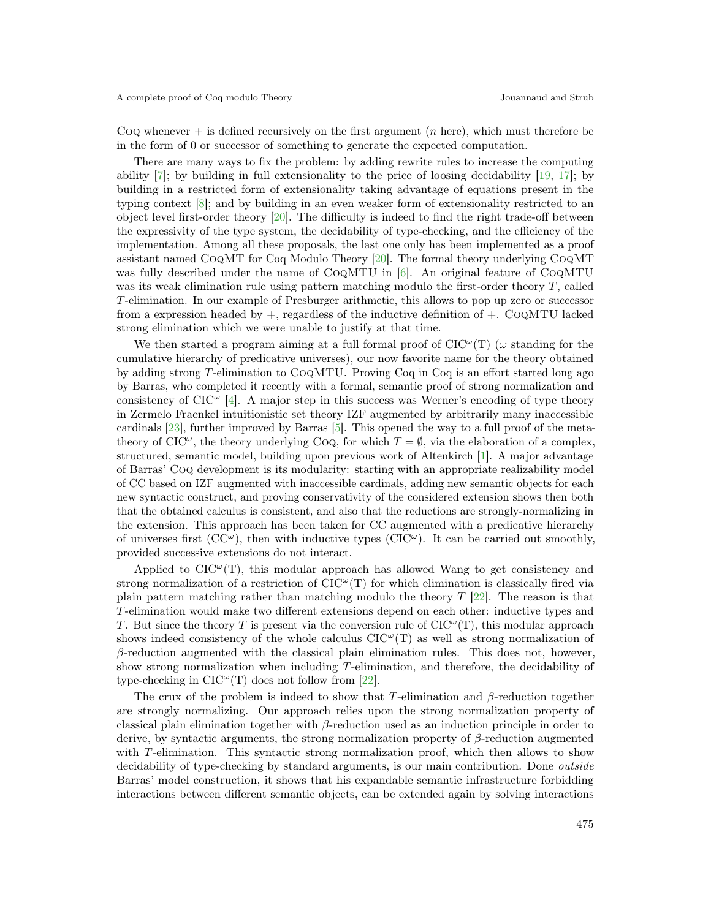Coq whenever + is defined recursively on the first argument ($n$ here), which must therefore be in the form of 0 or successor of something to generate the expected computation.

There are many ways to fix the problem: by adding rewrite rules to increase the computing ability [7]; by building in full extensionality to the price of loosing decidability [19, 17]; by building in a restricted form of extensionality taking advantage of equations present in the typing context [8]; and by building in an even weaker form of extensionality restricted to an object level first-order theory [20]. The difficulty is indeed to find the right trade-off between the expressivity of the type system, the decidability of type-checking, and the efficiency of the implementation. Among all these proposals, the last one only has been implemented as a proof assistant named CoqMT for Coq Modulo Theory [20]. The formal theory underlying CoqMT was fully described under the name of CoqMTU in [6]. An original feature of CoqMTU was its weak elimination rule using pattern matching modulo the first-order theory $T$, called $T$-elimination. In our example of Presburger arithmetic, this allows to pop up zero or successor from a expression headed by +, regardless of the inductive definition of +. CoqMTU lacked strong elimination which we were unable to justify at that time.

We then started a program aiming at a full formal proof of CIC$^\omega$(T) ($\omega$ standing for the cumulative hierarchy of predicative universes), our now favorite name for the theory obtained by adding strong $T$-elimination to CoqMTU. Proving Coq in Coq is an effort started long ago by Barras, who completed it recently with a formal, semantic proof of strong normalization and consistency of CIC$^\omega$ [4]. A major step in this success was Werner's encoding of type theory in Zermelo Fraenkel intuitionistic set theory IZF augmented by arbitrarily many inaccessible cardinals [23], further improved by Barras [5]. This opened the way to a full proof of the meta-theory of CIC$^\omega$, the theory underlying Coq, for which $T = \emptyset$, via the elaboration of a complex, structured, semantic model, building upon previous work of Altenkirch [1]. A major advantage of Barras' Coq development is its modularity: starting with an appropriate realizability model of CC based on IZF augmented with inaccessible cardinals, adding new semantic objects for each new syntactic construct, and proving conservativity of the considered extension shows then both that the obtained calculus is consistent, and also that the reductions are strongly-normalizing in the extension. This approach has been taken for CC augmented with a predicative hierarchy of universes first (CC$^\omega$), then with inductive types (CIC$^\omega$). It can be carried out smoothly, provided successive extensions do not interact.

Applied to CIC$^\omega$(T), this modular approach has allowed Wang to get consistency and strong normalization of a restriction of CIC$^\omega$(T) for which elimination is classically fired via plain pattern matching rather than matching modulo the theory $T$ [22]. The reason is that $T$-elimination would make two different extensions depend on each other: inductive types and $T$. But since the theory $T$ is present via the conversion rule of CIC$^\omega$(T), this modular approach shows indeed consistency of the whole calculus CIC$^\omega$(T) as well as strong normalization of $\beta$-reduction augmented with the classical plain elimination rules. This does not, however, show strong normalization when including $T$-elimination, and therefore, the decidability of type-checking in CIC$^\omega$(T) does not follow from [22].

The crux of the problem is indeed to show that $T$-elimination and $\beta$-reduction together are strongly normalizing. Our approach relies upon the strong normalization property of classical plain elimination together with $\beta$-reduction used as an induction principle in order to derive, by syntactic arguments, the strong normalization property of $\beta$-reduction augmented with $T$-elimination. This syntactic strong normalization proof, which then allows to show decidability of type-checking by standard arguments, is our main contribution. Done *outside* Barras' model construction, it shows that his expandable semantic infrastructure forbidding interactions between different semantic objects, can be extended again by solving interactions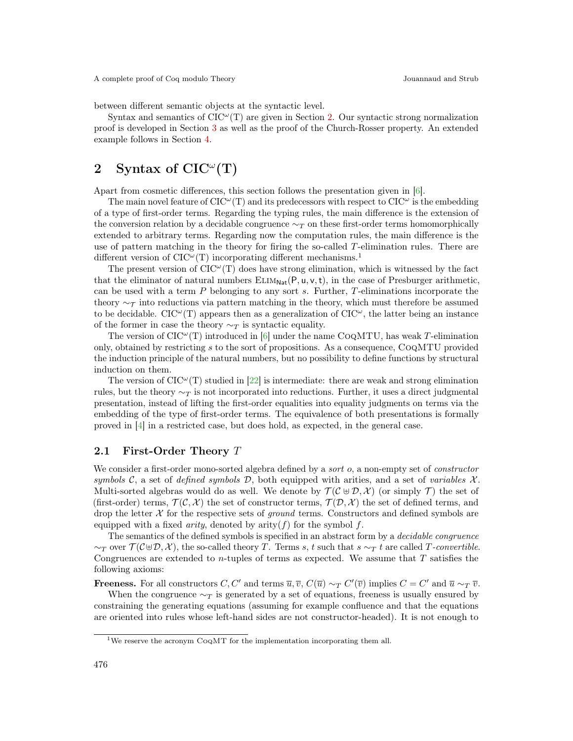between different semantic objects at the syntactic level.

Syntax and semantics of CIC$^\omega$(T) are given in Section 2. Our syntactic strong normalization proof is developed in Section 3 as well as the proof of the Church-Rosser property. An extended example follows in Section 4.

# 2 Syntax of CIC$^\omega$(T)

Apart from cosmetic differences, this section follows the presentation given in [6].

The main novel feature of CIC$^\omega$(T) and its predecessors with respect to CIC$^\omega$ is the embedding of a type of first-order terms. Regarding the typing rules, the main difference is the extension of the conversion relation by a decidable congruence $\sim_T$ on these first-order terms homomorphically extended to arbitrary terms. Regarding now the computation rules, the main difference is the use of pattern matching in the theory for firing the so-called $T$-elimination rules. There are different version of CIC$^\omega$(T) incorporating different mechanisms.[1]

The present version of CIC$^\omega$(T) does have strong elimination, which is witnessed by the fact that the eliminator of natural numbers $\text{ELIM}_{\mathsf{Nat}}(\mathsf{P}, \mathsf{u}, \mathsf{v}, \mathsf{t})$, in the case of Presburger arithmetic, can be used with a term $P$ belonging to any sort $s$. Further, $T$-eliminations incorporate the theory $\sim_{\mathcal{T}}$ into reductions via pattern matching in the theory, which must therefore be assumed to be decidable. CIC$^\omega$(T) appears then as a generalization of CIC$^\omega$, the latter being an instance of the former in case the theory $\sim_T$ is syntactic equality.

The version of CIC$^\omega$(T) introduced in [6] under the name CoqMTU, has weak $T$-elimination only, obtained by restricting $s$ to the sort of propositions. As a consequence, CoqMTU provided the induction principle of the natural numbers, but no possibility to define functions by structural induction on them.

The version of CIC$^\omega$(T) studied in [22] is intermediate: there are weak and strong elimination rules, but the theory $\sim_T$ is not incorporated into reductions. Further, it uses a direct judgmental presentation, instead of lifting the first-order equalities into equality judgments on terms via the embedding of the type of first-order terms. The equivalence of both presentations is formally proved in [4] in a restricted case, but does hold, as expected, in the general case.

## 2.1 First-Order Theory $T$

We consider a first-order mono-sorted algebra defined by a *sort* $o$, a non-empty set of *constructor symbols* $\mathcal{C}$, a set of *defined symbols* $\mathcal{D}$, both equipped with arities, and a set of *variables* $\mathcal{X}$. Multi-sorted algebras would do as well. We denote by $\mathcal{T}(\mathcal{C} \uplus \mathcal{D}, \mathcal{X})$ (or simply $\mathcal{T}$) the set of (first-order) terms, $\mathcal{T}(\mathcal{C}, \mathcal{X})$ the set of constructor terms, $\mathcal{T}(\mathcal{D}, \mathcal{X})$ the set of defined terms, and drop the letter $\mathcal{X}$ for the respective sets of *ground* terms. Constructors and defined symbols are equipped with a fixed *arity*, denoted by $\text{arity}(f)$ for the symbol $f$.

The semantics of the defined symbols is specified in an abstract form by a *decidable congruence* $\sim_T$ over $\mathcal{T}(\mathcal{C} \uplus \mathcal{D}, \mathcal{X})$, the so-called theory $T$. Terms $s, t$ such that $s \sim_T t$ are called $T$*-convertible*. Congruences are extended to $n$-tuples of terms as expected. We assume that $T$ satisfies the following axioms:

**Freeness.** For all constructors $C, C'$ and terms $\overline{u}, \overline{v}$, $C(\overline{u}) \sim_T C'(\overline{v})$ implies $C = C'$ and $\overline{u} \sim_T \overline{v}$.

When the congruence $\sim_T$ is generated by a set of equations, freeness is usually ensured by constraining the generating equations (assuming for example confluence and that the equations are oriented into rules whose left-hand sides are not constructor-headed). It is not enough to

[1] We reserve the acronym CoqMT for the implementation incorporating them all.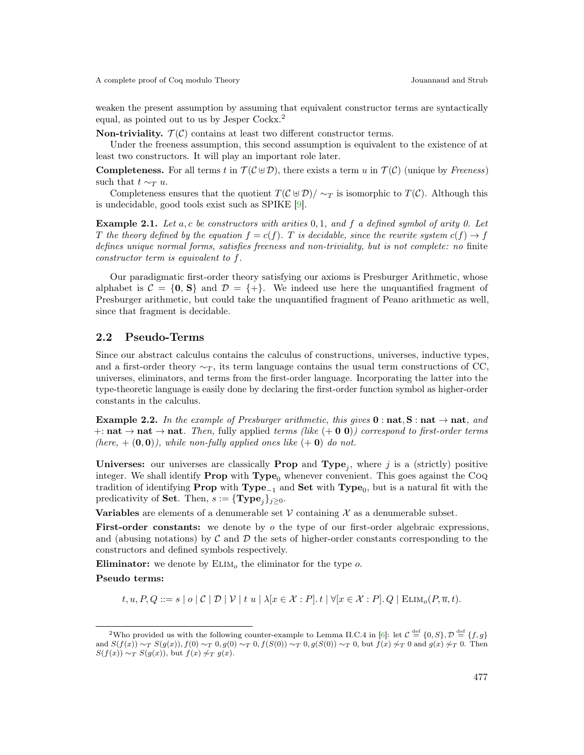weaken the present assumption by assuming that equivalent constructor terms are syntactically equal, as pointed out to us by Jesper Cockx.[2]

**Non-triviality.** $\mathcal{T}(\mathcal{C})$ contains at least two different constructor terms.

Under the freeness assumption, this second assumption is equivalent to the existence of at least two constructors. It will play an important role later.

**Completeness.** For all terms $t$ in $\mathcal{T}(\mathcal{C} \uplus \mathcal{D})$, there exists a term $u$ in $\mathcal{T}(\mathcal{C})$ (unique by *Freeness*) such that $t \sim_T u$.

Completeness ensures that the quotient $T(\mathcal{C} \uplus \mathcal{D}) / \sim_T$ is isomorphic to $T(\mathcal{C})$. Although this is undecidable, good tools exist such as SPIKE [9].

**Example 2.1.** *Let $a, c$ be constructors with arities $0, 1$, and $f$ a defined symbol of arity 0. Let $T$ the theory defined by the equation $f = c(f)$. $T$ is decidable, since the rewrite system $c(f) \to f$ defines unique normal forms, satisfies freeness and non-triviality, but is not complete: no* finite *constructor term is equivalent to $f$.*

Our paradigmatic first-order theory satisfying our axioms is Presburger Arithmetic, whose alphabet is $\mathcal{C} = \{\mathbf{0}, \mathbf{S}\}$ and $\mathcal{D} = \{+\}$. We indeed use here the unquantified fragment of Presburger arithmetic, but could take the unquantified fragment of Peano arithmetic as well, since that fragment is decidable.

## 2.2 Pseudo-Terms

Since our abstract calculus contains the calculus of constructions, universes, inductive types, and a first-order theory $\sim_T$, its term language contains the usual term constructions of CC, universes, eliminators, and terms from the first-order language. Incorporating the latter into the type-theoretic language is easily done by declaring the first-order function symbol as higher-order constants in the calculus.

**Example 2.2.** *In the example of Presburger arithmetic, this gives $\mathbf{0} : \mathbf{nat}, \mathbf{S} : \mathbf{nat} \to \mathbf{nat}$, and $+ \colon \mathbf{nat} \to \mathbf{nat} \to \mathbf{nat}$. Then,* fully applied *terms (like $(+\ \mathbf{0}\ \mathbf{0})$) correspond to first-order terms (here, $+\ (\mathbf{0}, \mathbf{0})$), while non-fully applied ones like $(+\ \mathbf{0})$ do not.*

**Universes:** our universes are classically **Prop** and $\mathbf{Type}_j$, where $j$ is a (strictly) positive integer. We shall identify **Prop** with $\mathbf{Type}_0$ whenever convenient. This goes against the Coq tradition of identifying **Prop** with $\mathbf{Type}_{-1}$ and **Set** with $\mathbf{Type}_0$, but is a natural fit with the predicativity of **Set**. Then, $s := \{\mathbf{Type}_j\}_{j \geq 0}$.

**Variables** are elements of a denumerable set $\mathcal{V}$ containing $\mathcal{X}$ as a denumerable subset.

**First-order constants:** we denote by $o$ the type of our first-order algebraic expressions, and (abusing notations) by $\mathcal{C}$ and $\mathcal{D}$ the sets of higher-order constants corresponding to the constructors and defined symbols respectively.

**Eliminator:** we denote by $\text{ELIM}_o$ the eliminator for the type $o$.

**Pseudo terms:**

$$t, u, P, Q ::= s \mid o \mid \mathcal{C} \mid \mathcal{D} \mid \mathcal{V} \mid t\ u \mid \lambda[x \in \mathcal{X} : P].\, t \mid \forall[x \in \mathcal{X} : P].\, Q \mid \text{ELIM}_o(P, \overline{u}, t).$$

---

[2] Who provided us with the following counter-example to Lemma II.C.4 in [6]: let $\mathcal{C} \stackrel{\text{def}}{=} \{0, S\}, \mathcal{D} \stackrel{\text{def}}{=} \{f, g\}$ and $S(f(x)) \sim_T S(g(x)), f(0) \sim_T 0, g(0) \sim_T 0, f(S(0)) \sim_T 0, g(S(0)) \sim_T 0$, but $f(x) \not\sim_T 0$ and $g(x) \not\sim_T 0$. Then $S(f(x)) \sim_T S(g(x))$, but $f(x) \not\sim_T g(x)$.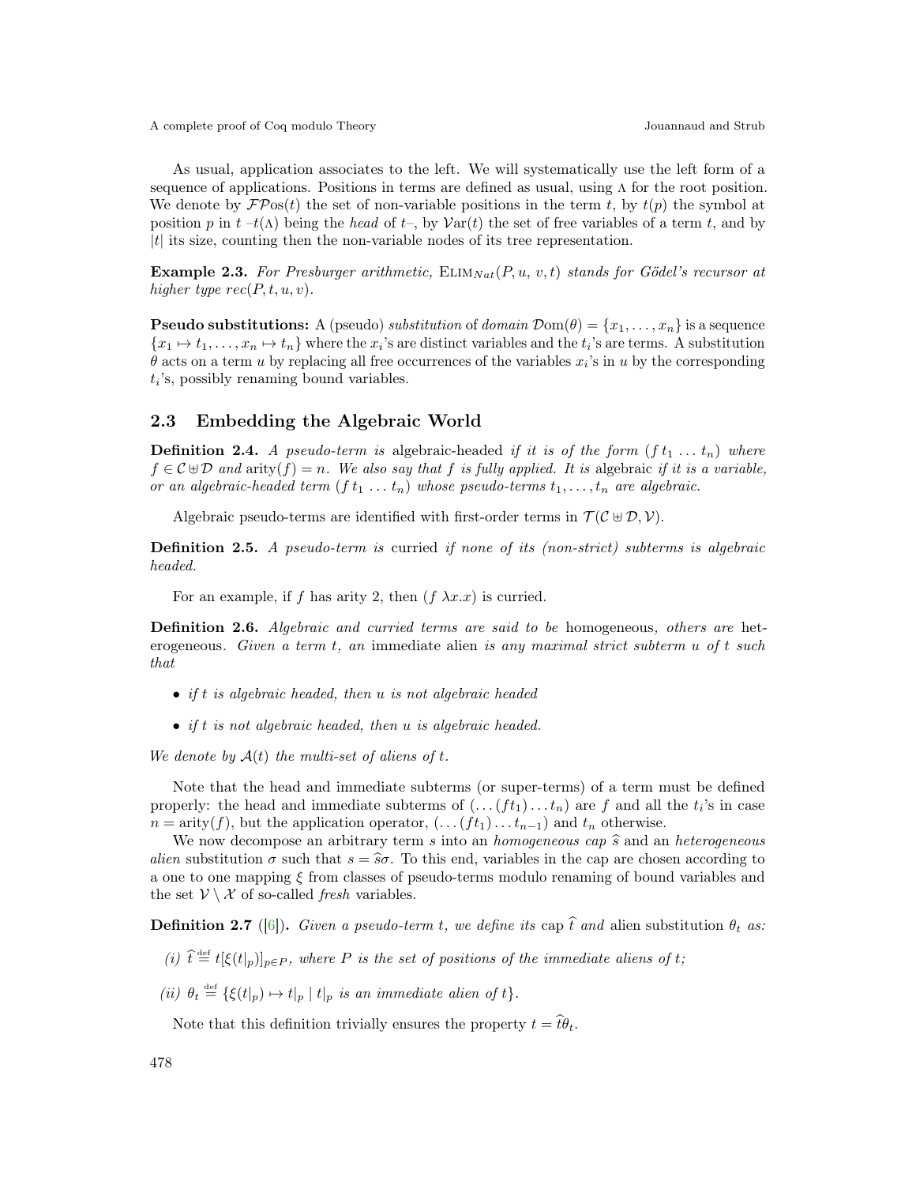As usual, application associates to the left. We will systematically use the left form of a sequence of applications. Positions in terms are defined as usual, using $\Lambda$ for the root position. We denote by $\mathcal{FP}os(t)$ the set of non-variable positions in the term $t$, by $t(p)$ the symbol at position $p$ in $t$ –$t(\Lambda)$ being the *head* of $t$–, by $\mathcal{V}ar(t)$ the set of free variables of a term $t$, and by $|t|$ its size, counting then the non-variable nodes of its tree representation.

**Example 2.3.** *For Presburger arithmetic,* $\text{ELIM}_{Nat}(P, u, v, t)$ *stands for Gödel's recursor at higher type* $rec(P, t, u, v)$*.*

**Pseudo substitutions:** A (pseudo) *substitution* of *domain* $\mathcal{D}\text{om}(\theta) = \{x_1, \ldots, x_n\}$ is a sequence $\{x_1 \mapsto t_1, \ldots, x_n \mapsto t_n\}$ where the $x_i$'s are distinct variables and the $t_i$'s are terms. A substitution $\theta$ acts on a term $u$ by replacing all free occurrences of the variables $x_i$'s in $u$ by the corresponding $t_i$'s, possibly renaming bound variables.

## 2.3 Embedding the Algebraic World

**Definition 2.4.** *A pseudo-term is* algebraic-headed *if it is of the form* $(f\, t_1 \ldots t_n)$ *where* $f \in \mathcal{C} \uplus \mathcal{D}$ *and* $\text{arity}(f) = n$*. We also say that* $f$ *is fully applied. It is* algebraic *if it is a variable, or an algebraic-headed term* $(f\, t_1 \ldots t_n)$ *whose pseudo-terms* $t_1, \ldots, t_n$ *are algebraic.*

Algebraic pseudo-terms are identified with first-order terms in $\mathcal{T}(\mathcal{C} \uplus \mathcal{D}, \mathcal{V})$.

**Definition 2.5.** *A pseudo-term is* curried *if none of its (non-strict) subterms is algebraic headed.*

For an example, if $f$ has arity 2, then $(f\ \lambda x.x)$ is curried.

**Definition 2.6.** *Algebraic and curried terms are said to be* homogeneous*, others are* heterogeneous*. Given a term* $t$*, an* immediate alien *is any maximal strict subterm* $u$ *of* $t$ *such that*

- *if* $t$ *is algebraic headed, then* $u$ *is not algebraic headed*
- *if* $t$ *is not algebraic headed, then* $u$ *is algebraic headed.*

*We denote by* $\mathcal{A}(t)$ *the multi-set of aliens of* $t$*.*

Note that the head and immediate subterms (or super-terms) of a term must be defined properly: the head and immediate subterms of $(\ldots(ft_1)\ldots t_n)$ are $f$ and all the $t_i$'s in case $n = \text{arity}(f)$, but the application operator, $(\ldots(ft_1)\ldots t_{n-1})$ and $t_n$ otherwise.

We now decompose an arbitrary term $s$ into an *homogeneous cap* $\widehat{s}$ and an *heterogeneous alien* substitution $\sigma$ such that $s = \widehat{s}\sigma$. To this end, variables in the cap are chosen according to a one to one mapping $\xi$ from classes of pseudo-terms modulo renaming of bound variables and the set $\mathcal{V} \setminus \mathcal{X}$ of so-called *fresh* variables.

**Definition 2.7** ([6])**.** *Given a pseudo-term* $t$*, we define its* cap $\widehat{t}$ *and* alien substitution $\theta_t$ *as:*

*(i)* $\widehat{t} \stackrel{\text{def}}{=} t[\xi(t|_p)]_{p \in P}$*, where* $P$ *is the set of positions of the immediate aliens of* $t$*;*

*(ii)* $\theta_t \stackrel{\text{def}}{=} \{\xi(t|_p) \mapsto t|_p \mid t|_p$ *is an immediate alien of* $t\}$*.*

Note that this definition trivially ensures the property $t = \widehat{t}\theta_t$.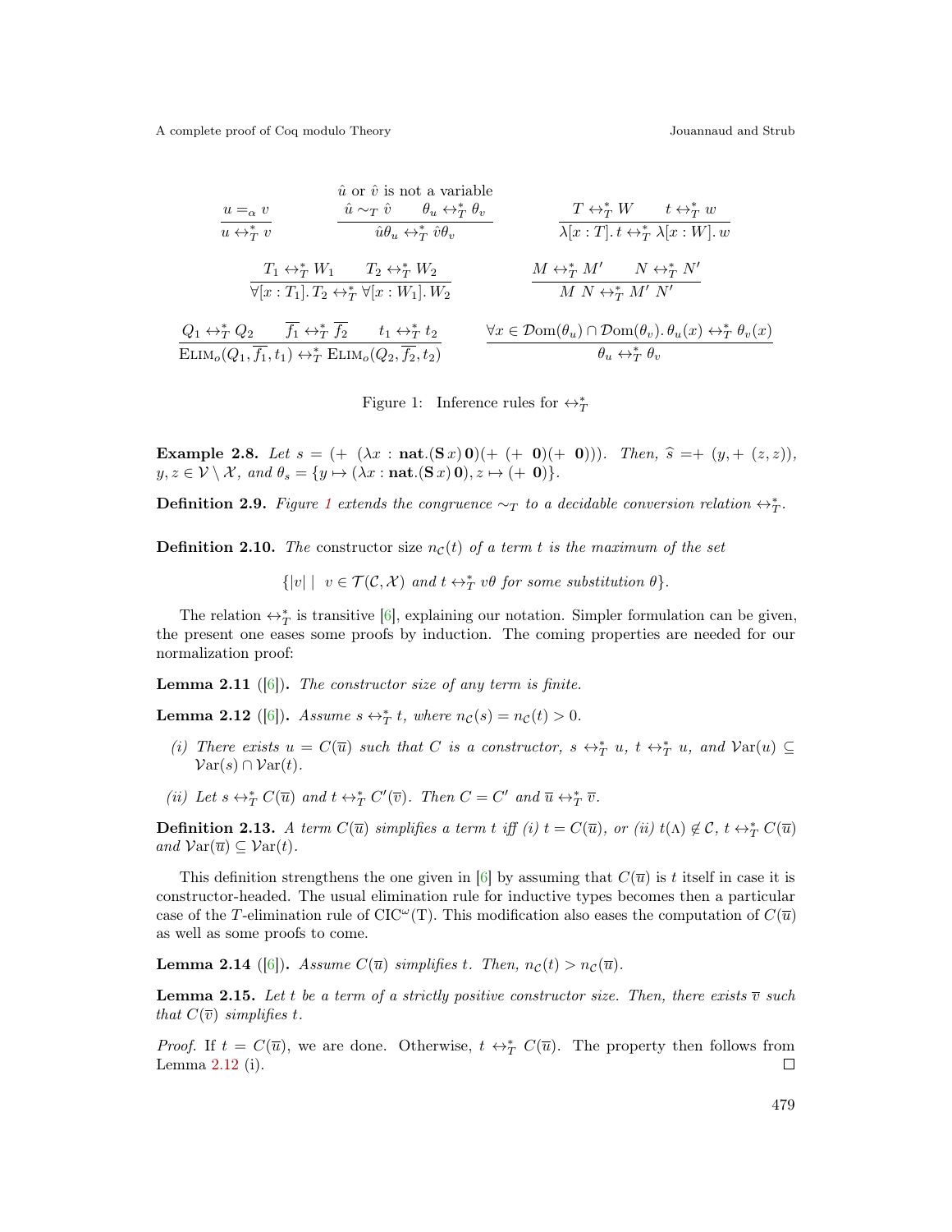$$\frac{u =_\alpha v}{u \leftrightarrow^*_T v} \qquad \frac{\hat{u} \text{ or } \hat{v} \text{ is not a variable} \quad \hat{u} \sim_T \hat{v} \quad \theta_u \leftrightarrow^*_T \theta_v}{\hat{u}\theta_u \leftrightarrow^*_T \hat{v}\theta_v} \qquad \frac{T \leftrightarrow^*_T W \quad t \leftrightarrow^*_T w}{\lambda[x:T].\, t \leftrightarrow^*_T \lambda[x:W].\, w}$$

$$\frac{T_1 \leftrightarrow^*_T W_1 \quad T_2 \leftrightarrow^*_T W_2}{\forall[x:T_1].\, T_2 \leftrightarrow^*_T \forall[x:W_1].\, W_2} \qquad \frac{M \leftrightarrow^*_T M' \quad N \leftrightarrow^*_T N'}{M\ N \leftrightarrow^*_T M'\ N'}$$

$$\frac{Q_1 \leftrightarrow^*_T Q_2 \quad \overline{f_1} \leftrightarrow^*_T \overline{f_2} \quad t_1 \leftrightarrow^*_T t_2}{\textsc{Elim}_o(Q_1, \overline{f_1}, t_1) \leftrightarrow^*_T \textsc{Elim}_o(Q_2, \overline{f_2}, t_2)} \qquad \frac{\forall x \in \mathcal{D}\text{om}(\theta_u) \cap \mathcal{D}\text{om}(\theta_v).\, \theta_u(x) \leftrightarrow^*_T \theta_v(x)}{\theta_u \leftrightarrow^*_T \theta_v}$$

Figure 1: Inference rules for $\leftrightarrow^*_T$

**Example 2.8.** *Let $s = (+\ (\lambda x : \mathbf{nat}.(\mathbf{S}\,x)\,\mathbf{0})(+\ (+\ \mathbf{0})(+\ \mathbf{0})))$. Then, $\widehat{s} =+\ (y, +\ (z, z))$, $y, z \in \mathcal{V} \setminus \mathcal{X}$, and $\theta_s = \{y \mapsto (\lambda x : \mathbf{nat}.(\mathbf{S}\,x)\,\mathbf{0}), z \mapsto (+\ \mathbf{0})\}$.*

**Definition 2.9.** *Figure 1 extends the congruence $\sim_T$ to a decidable conversion relation $\leftrightarrow^*_T$.*

**Definition 2.10.** *The* constructor size $n_{\mathcal{C}}(t)$ *of a term $t$ is the maximum of the set*

$$\{|v| \mid \ v \in \mathcal{T}(\mathcal{C}, \mathcal{X}) \text{ and } t \leftrightarrow^*_T v\theta \text{ for some substitution } \theta\}.$$

The relation $\leftrightarrow^*_T$ is transitive [6], explaining our notation. Simpler formulation can be given, the present one eases some proofs by induction. The coming properties are needed for our normalization proof:

**Lemma 2.11** ([6])**.** *The constructor size of any term is finite.*

**Lemma 2.12** ([6])**.** *Assume $s \leftrightarrow^*_T t$, where $n_{\mathcal{C}}(s) = n_{\mathcal{C}}(t) > 0$.*

*(i) There exists $u = C(\overline{u})$ such that $C$ is a constructor, $s \leftrightarrow^*_T u$, $t \leftrightarrow^*_T u$, and $\mathcal{V}\text{ar}(u) \subseteq \mathcal{V}\text{ar}(s) \cap \mathcal{V}\text{ar}(t)$.*

*(ii) Let $s \leftrightarrow^*_T C(\overline{u})$ and $t \leftrightarrow^*_T C'(\overline{v})$. Then $C = C'$ and $\overline{u} \leftrightarrow^*_T \overline{v}$.*

**Definition 2.13.** *A term $C(\overline{u})$ simplifies a term $t$ iff (i) $t = C(\overline{u})$, or (ii) $t(\Lambda) \notin \mathcal{C}$, $t \leftrightarrow^*_T C(\overline{u})$ and $\mathcal{V}\text{ar}(\overline{u}) \subseteq \mathcal{V}\text{ar}(t)$.*

This definition strengthens the one given in [6] by assuming that $C(\overline{u})$ is $t$ itself in case it is constructor-headed. The usual elimination rule for inductive types becomes then a particular case of the $T$-elimination rule of CIC$^\omega$(T). This modification also eases the computation of $C(\overline{u})$ as well as some proofs to come.

**Lemma 2.14** ([6])**.** *Assume $C(\overline{u})$ simplifies $t$. Then, $n_{\mathcal{C}}(t) > n_{\mathcal{C}}(\overline{u})$.*

**Lemma 2.15.** *Let $t$ be a term of a strictly positive constructor size. Then, there exists $\overline{v}$ such that $C(\overline{v})$ simplifies $t$.*

*Proof.* If $t = C(\overline{u})$, we are done. Otherwise, $t \leftrightarrow^*_T C(\overline{u})$. The property then follows from Lemma 2.12 (i). ◻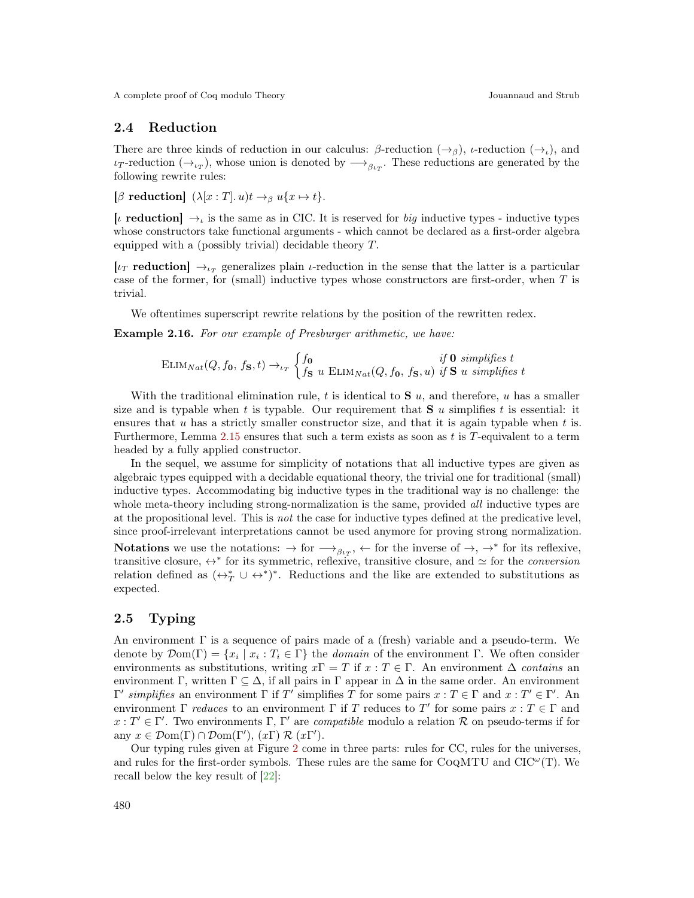### 2.4 Reduction

There are three kinds of reduction in our calculus: $\beta$-reduction ($\rightarrow_\beta$), $\iota$-reduction ($\rightarrow_\iota$), and $\iota_T$-reduction ($\rightarrow_{\iota_T}$), whose union is denoted by $\longrightarrow_{\beta\iota_T}$. These reductions are generated by the following rewrite rules:

**[$\beta$ reduction]** $(\lambda[x:T].\,u)t \rightarrow_\beta u\{x \mapsto t\}$.

**[$\iota$ reduction]** $\rightarrow_\iota$ is the same as in CIC. It is reserved for *big* inductive types - inductive types whose constructors take functional arguments - which cannot be declared as a first-order algebra equipped with a (possibly trivial) decidable theory $T$.

**[$\iota_T$ reduction]** $\rightarrow_{\iota_T}$ generalizes plain $\iota$-reduction in the sense that the latter is a particular case of the former, for (small) inductive types whose constructors are first-order, when $T$ is trivial.

We oftentimes superscript rewrite relations by the position of the rewritten redex.

**Example 2.16.** *For our example of Presburger arithmetic, we have:*

$$\text{E}\small{\text{LIM}}_{Nat}(Q, f_{\mathbf{0}}, f_{\mathbf{S}}, t) \rightarrow_{\iota_T} \begin{cases} f_{\mathbf{0}} & \textit{if } \mathbf{0} \textit{ simplifies } t \\ f_{\mathbf{S}}\ u\ \text{E}\small{\text{LIM}}_{Nat}(Q, f_{\mathbf{0}}, f_{\mathbf{S}}, u) & \textit{if } \mathbf{S}\ u \textit{ simplifies } t \end{cases}$$

With the traditional elimination rule, $t$ is identical to $\mathbf{S}\ u$, and therefore, $u$ has a smaller size and is typable when $t$ is typable. Our requirement that $\mathbf{S}\ u$ simplifies $t$ is essential: it ensures that $u$ has a strictly smaller constructor size, and that it is again typable when $t$ is. Furthermore, Lemma 2.15 ensures that such a term exists as soon as $t$ is $T$-equivalent to a term headed by a fully applied constructor.

In the sequel, we assume for simplicity of notations that all inductive types are given as algebraic types equipped with a decidable equational theory, the trivial one for traditional (small) inductive types. Accommodating big inductive types in the traditional way is no challenge: the whole meta-theory including strong-normalization is the same, provided *all* inductive types are at the propositional level. This is *not* the case for inductive types defined at the predicative level, since proof-irrelevant interpretations cannot be used anymore for proving strong normalization.

**Notations** we use the notations: $\rightarrow$ for $\longrightarrow_{\beta\iota_T}$, $\leftarrow$ for the inverse of $\rightarrow$, $\rightarrow^*$ for its reflexive, transitive closure, $\leftrightarrow^*$ for its symmetric, reflexive, transitive closure, and $\simeq$ for the *conversion* relation defined as $(\leftrightarrow_T^* \cup \leftrightarrow^*)^*$. Reductions and the like are extended to substitutions as expected.

### 2.5 Typing

An environment $\Gamma$ is a sequence of pairs made of a (fresh) variable and a pseudo-term. We denote by $\mathcal{D}\text{om}(\Gamma) = \{x_i \mid x_i : T_i \in \Gamma\}$ the *domain* of the environment $\Gamma$. We often consider environments as substitutions, writing $x\Gamma = T$ if $x : T \in \Gamma$. An environment $\Delta$ *contains* an environment $\Gamma$, written $\Gamma \subseteq \Delta$, if all pairs in $\Gamma$ appear in $\Delta$ in the same order. An environment $\Gamma'$ *simplifies* an environment $\Gamma$ if $T'$ simplifies $T$ for some pairs $x : T \in \Gamma$ and $x : T' \in \Gamma'$. An environment $\Gamma$ *reduces* to an environment $\Gamma$ if $T$ reduces to $T'$ for some pairs $x : T \in \Gamma$ and $x : T' \in \Gamma'$. Two environments $\Gamma, \Gamma'$ are *compatible* modulo a relation $\mathcal{R}$ on pseudo-terms if for any $x \in \mathcal{D}\text{om}(\Gamma) \cap \mathcal{D}\text{om}(\Gamma')$, $(x\Gamma)\ \mathcal{R}\ (x\Gamma')$.

Our typing rules given at Figure 2 come in three parts: rules for CC, rules for the universes, and rules for the first-order symbols. These rules are the same for CoqMTU and CIC$^\omega$(T). We recall below the key result of [22]: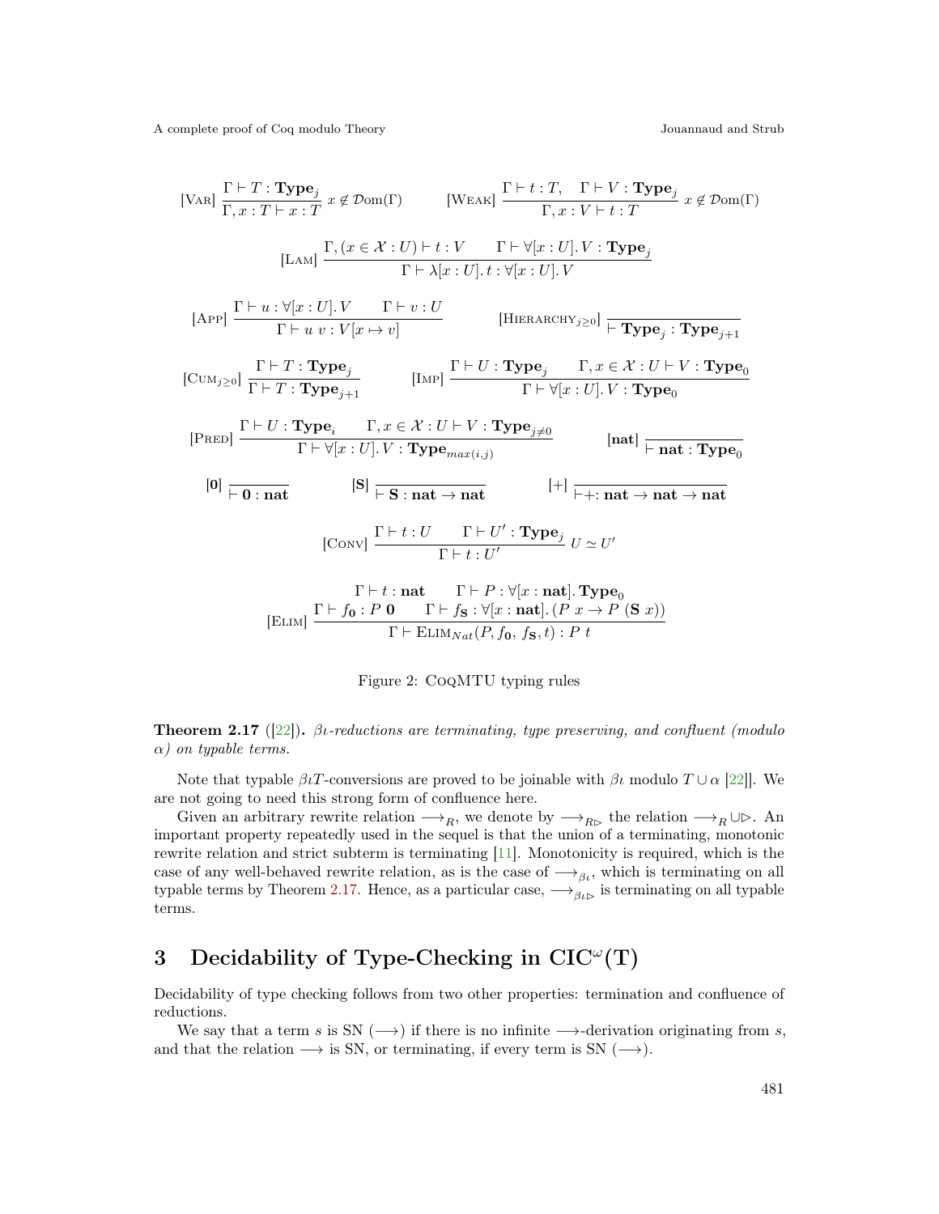$$[\textsc{Var}]\ \frac{\Gamma \vdash T : \mathbf{Type}_j}{\Gamma, x : T \vdash x : T}\ x \notin \mathcal{D}\mathrm{om}(\Gamma) \qquad [\textsc{Weak}]\ \frac{\Gamma \vdash t : T, \quad \Gamma \vdash V : \mathbf{Type}_j}{\Gamma, x : V \vdash t : T}\ x \notin \mathcal{D}\mathrm{om}(\Gamma)$$

$$[\textsc{Lam}]\ \frac{\Gamma, (x \in \mathcal{X} : U) \vdash t : V \qquad \Gamma \vdash \forall[x : U].\, V : \mathbf{Type}_j}{\Gamma \vdash \lambda[x : U].\, t : \forall[x : U].\, V}$$

$$[\textsc{App}]\ \frac{\Gamma \vdash u : \forall[x : U].\, V \qquad \Gamma \vdash v : U}{\Gamma \vdash u\ v : V[x \mapsto v]} \qquad [\textsc{Hierarchy}_{j\geq 0}]\ \frac{}{\vdash \mathbf{Type}_j : \mathbf{Type}_{j+1}}$$

$$[\textsc{Cum}_{j\geq 0}]\ \frac{\Gamma \vdash T : \mathbf{Type}_j}{\Gamma \vdash T : \mathbf{Type}_{j+1}} \qquad [\textsc{Imp}]\ \frac{\Gamma \vdash U : \mathbf{Type}_j \qquad \Gamma, x \in \mathcal{X} : U \vdash V : \mathbf{Type}_0}{\Gamma \vdash \forall[x : U].\, V : \mathbf{Type}_0}$$

$$[\textsc{Pred}]\ \frac{\Gamma \vdash U : \mathbf{Type}_i \qquad \Gamma, x \in \mathcal{X} : U \vdash V : \mathbf{Type}_{j\neq 0}}{\Gamma \vdash \forall[x : U].\, V : \mathbf{Type}_{max(i,j)}} \qquad [\mathbf{nat}]\ \frac{}{\vdash \mathbf{nat} : \mathbf{Type}_0}$$

$$[\mathbf{0}]\ \frac{}{\vdash \mathbf{0} : \mathbf{nat}} \qquad [\mathbf{S}]\ \frac{}{\vdash \mathbf{S} : \mathbf{nat} \to \mathbf{nat}} \qquad [+]\ \frac{}{\vdash + : \mathbf{nat} \to \mathbf{nat} \to \mathbf{nat}}$$

$$[\textsc{Conv}]\ \frac{\Gamma \vdash t : U \qquad \Gamma \vdash U' : \mathbf{Type}_j}{\Gamma \vdash t : U'}\ U \simeq U'$$

$$[\textsc{Elim}]\ \frac{\begin{array}{c}\Gamma \vdash t : \mathbf{nat} \qquad \Gamma \vdash P : \forall[x : \mathbf{nat}].\, \mathbf{Type}_0 \\ \Gamma \vdash f_{\mathbf{0}} : P\ \mathbf{0} \qquad \Gamma \vdash f_{\mathbf{S}} : \forall[x : \mathbf{nat}].\, (P\ x \to P\ (\mathbf{S}\ x))\end{array}}{\Gamma \vdash \textsc{Elim}_{Nat}(P, f_{\mathbf{0}}, f_{\mathbf{S}}, t) : P\ t}$$

Figure 2: CoqMTU typing rules

**Theorem 2.17** ([22])**.** *$\beta\iota$-reductions are terminating, type preserving, and confluent (modulo $\alpha$) on typable terms.*

Note that typable $\beta\iota T$-conversions are proved to be joinable with $\beta\iota$ modulo $T \cup \alpha$ [22]]. We are not going to need this strong form of confluence here.

Given an arbitrary rewrite relation $\longrightarrow_R$, we denote by $\longrightarrow_{R\rhd}$ the relation $\longrightarrow_R \cup \rhd$. An important property repeatedly used in the sequel is that the union of a terminating, monotonic rewrite relation and strict subterm is terminating [11]. Monotonicity is required, which is the case of any well-behaved rewrite relation, as is the case of $\longrightarrow_{\beta\iota}$, which is terminating on all typable terms by Theorem 2.17. Hence, as a particular case, $\longrightarrow_{\beta\iota\rhd}$ is terminating on all typable terms.

# 3 Decidability of Type-Checking in CIC$^\omega$(T)

Decidability of type checking follows from two other properties: termination and confluence of reductions.

We say that a term $s$ is SN ($\longrightarrow$) if there is no infinite $\longrightarrow$-derivation originating from $s$, and that the relation $\longrightarrow$ is SN, or terminating, if every term is SN ($\longrightarrow$).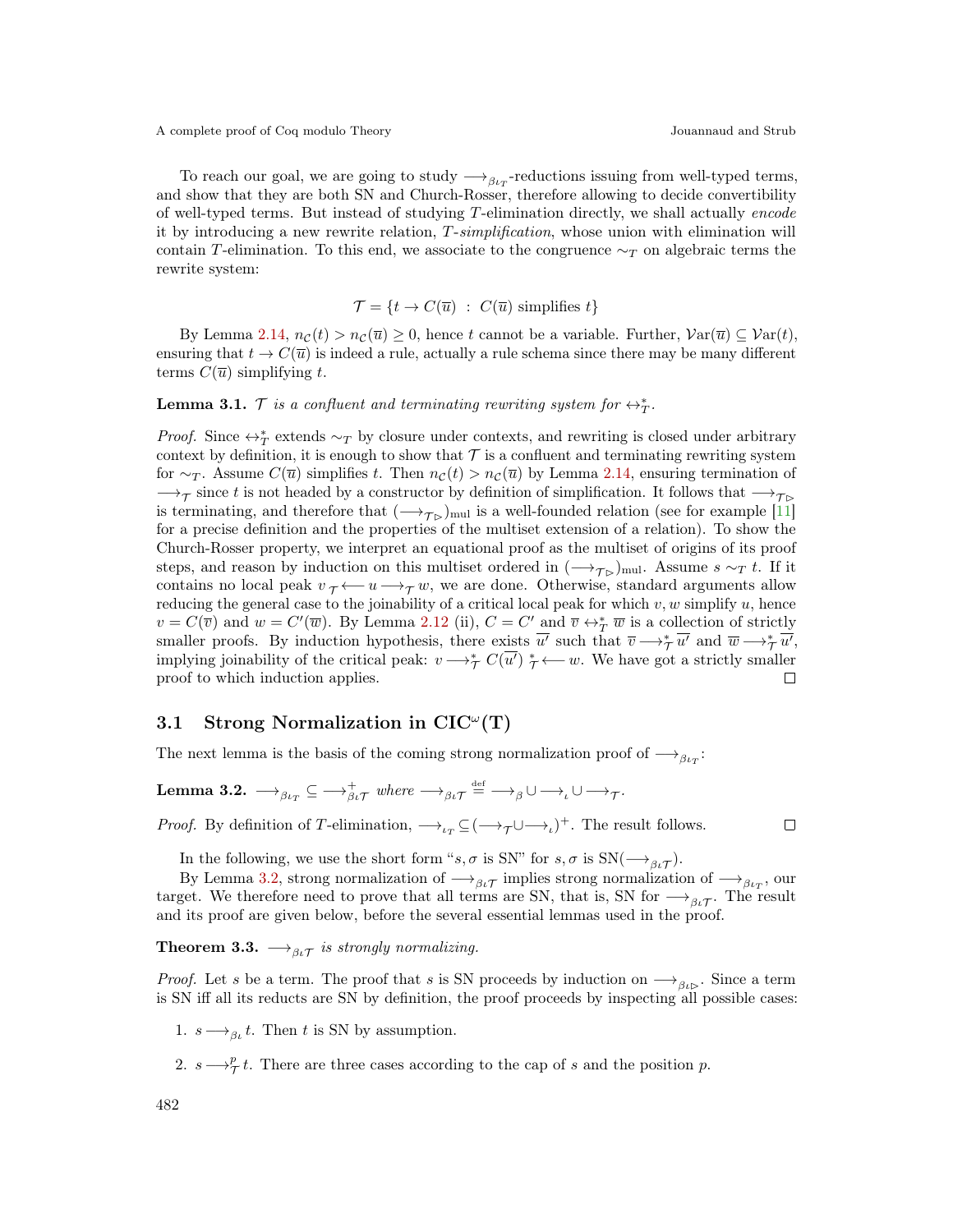To reach our goal, we are going to study $\longrightarrow_{\beta\iota_T}$-reductions issuing from well-typed terms, and show that they are both SN and Church-Rosser, therefore allowing to decide convertibility of well-typed terms. But instead of studying $T$-elimination directly, we shall actually *encode* it by introducing a new rewrite relation, $T$-*simplification*, whose union with elimination will contain $T$-elimination. To this end, we associate to the congruence $\sim_T$ on algebraic terms the rewrite system:

$$\mathcal{T} = \{t \to C(\overline{u}) \ : \ C(\overline{u}) \text{ simplifies } t\}$$

By Lemma 2.14, $n_{\mathcal{C}}(t) > n_{\mathcal{C}}(\overline{u}) \geq 0$, hence $t$ cannot be a variable. Further, $\mathcal{V}\mathrm{ar}(\overline{u}) \subseteq \mathcal{V}\mathrm{ar}(t)$, ensuring that $t \to C(\overline{u})$ is indeed a rule, actually a rule schema since there may be many different terms $C(\overline{u})$ simplifying $t$.

**Lemma 3.1.** *$\mathcal{T}$ is a confluent and terminating rewriting system for $\leftrightarrow_T^*$.*

*Proof.* Since $\leftrightarrow_T^*$ extends $\sim_T$ by closure under contexts, and rewriting is closed under arbitrary context by definition, it is enough to show that $\mathcal{T}$ is a confluent and terminating rewriting system for $\sim_T$. Assume $C(\overline{u})$ simplifies $t$. Then $n_{\mathcal{C}}(t) > n_{\mathcal{C}}(\overline{u})$ by Lemma 2.14, ensuring termination of $\longrightarrow_{\mathcal{T}}$ since $t$ is not headed by a constructor by definition of simplification. It follows that $\longrightarrow_{\mathcal{T}_\rhd}$ is terminating, and therefore that $(\longrightarrow_{\mathcal{T}_\rhd})_{\mathrm{mul}}$ is a well-founded relation (see for example [11] for a precise definition and the properties of the multiset extension of a relation). To show the Church-Rosser property, we interpret an equational proof as the multiset of origins of its proof steps, and reason by induction on this multiset ordered in $(\longrightarrow_{\mathcal{T}_\rhd})_{\mathrm{mul}}$. Assume $s \sim_T t$. If it contains no local peak $v\ {}_{\mathcal{T}}\!\!\longleftarrow u \longrightarrow_{\mathcal{T}} w$, we are done. Otherwise, standard arguments allow reducing the general case to the joinability of a critical local peak for which $v, w$ simplify $u$, hence $v = C(\overline{v})$ and $w = C'(\overline{w})$. By Lemma 2.12 (ii), $C = C'$ and $\overline{v} \leftrightarrow_T^* \overline{w}$ is a collection of strictly smaller proofs. By induction hypothesis, there exists $\overline{u'}$ such that $\overline{v} \longrightarrow_{\mathcal{T}}^* \overline{u'}$ and $\overline{w} \longrightarrow_{\mathcal{T}}^* \overline{u'}$, implying joinability of the critical peak: $v \longrightarrow_{\mathcal{T}}^* C(\overline{u'})\ {}_{\mathcal{T}}^{*}\!\!\longleftarrow w$. We have got a strictly smaller proof to which induction applies. $\square$

## 3.1 Strong Normalization in CIC$^\omega$(T)

The next lemma is the basis of the coming strong normalization proof of $\longrightarrow_{\beta\iota_T}$:

**Lemma 3.2.** *$\longrightarrow_{\beta\iota_T} \subseteq \longrightarrow_{\beta\iota\mathcal{T}}^+$ where $\longrightarrow_{\beta\iota\mathcal{T}} \stackrel{\text{def}}{=} \longrightarrow_\beta \cup \longrightarrow_\iota \cup \longrightarrow_{\mathcal{T}}$.*

*Proof.* By definition of $T$-elimination, $\longrightarrow_{\iota_T} \subseteq (\longrightarrow_{\mathcal{T}} \cup \longrightarrow_\iota)^+$. The result follows. $\square$

In the following, we use the short form "$s, \sigma$ is SN" for $s, \sigma$ is SN($\longrightarrow_{\beta\iota\mathcal{T}}$).

By Lemma 3.2, strong normalization of $\longrightarrow_{\beta\iota\mathcal{T}}$ implies strong normalization of $\longrightarrow_{\beta\iota_T}$, our target. We therefore need to prove that all terms are SN, that is, SN for $\longrightarrow_{\beta\iota\mathcal{T}}$. The result and its proof are given below, before the several essential lemmas used in the proof.

**Theorem 3.3.** *$\longrightarrow_{\beta\iota\mathcal{T}}$ is strongly normalizing.*

*Proof.* Let $s$ be a term. The proof that $s$ is SN proceeds by induction on $\longrightarrow_{\beta\iota_\rhd}$. Since a term is SN iff all its reducts are SN by definition, the proof proceeds by inspecting all possible cases:

1. $s \longrightarrow_{\beta\iota} t$. Then $t$ is SN by assumption.
2. $s \longrightarrow_{\mathcal{T}}^p t$. There are three cases according to the cap of $s$ and the position $p$.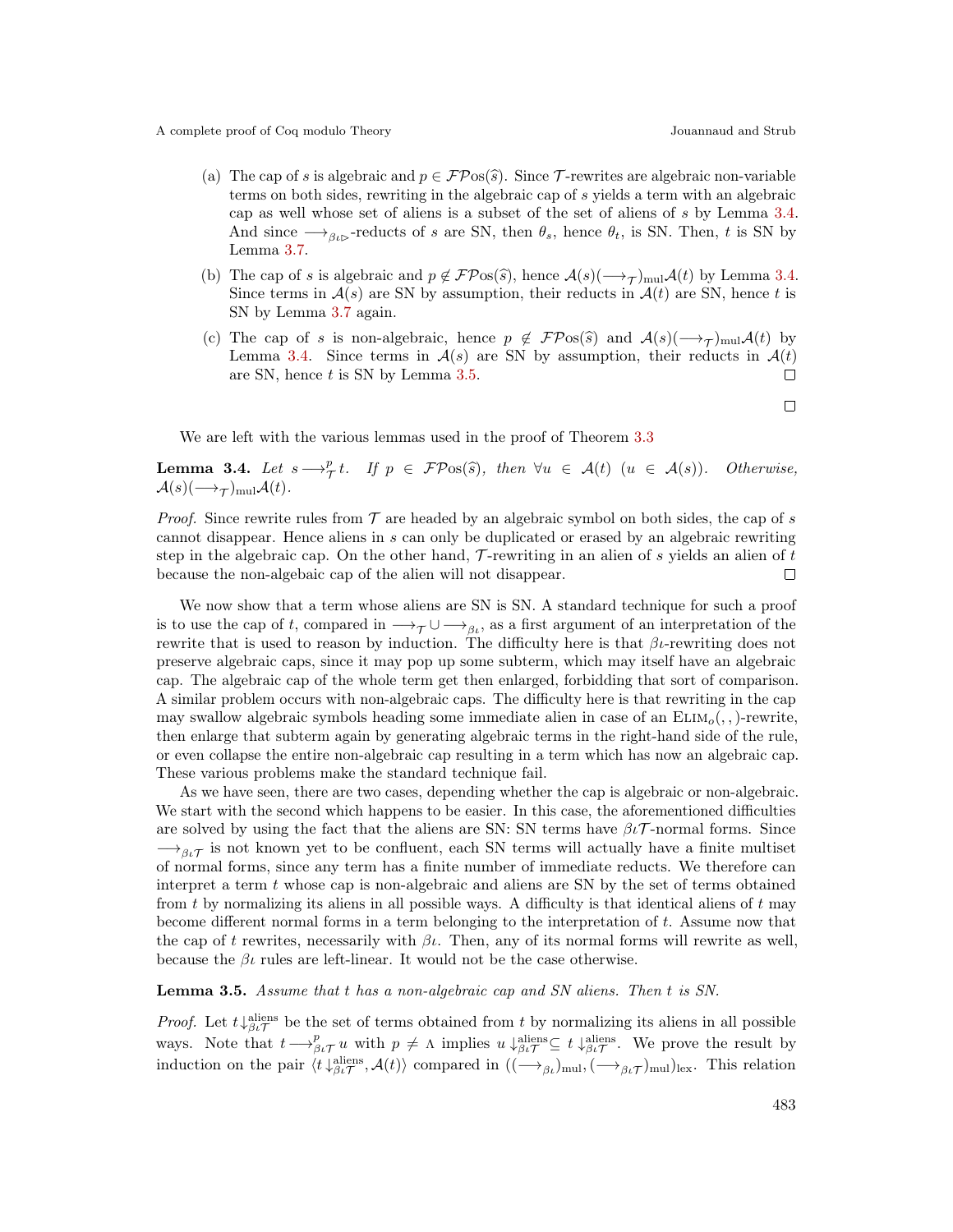(a) The cap of $s$ is algebraic and $p \in \mathcal{FP}os(\widehat{s})$. Since $\mathcal{T}$-rewrites are algebraic non-variable terms on both sides, rewriting in the algebraic cap of $s$ yields a term with an algebraic cap as well whose set of aliens is a subset of the set of aliens of $s$ by Lemma 3.4. And since $\longrightarrow_{\beta\iota\rhd}$-reducts of $s$ are SN, then $\theta_s$, hence $\theta_t$, is SN. Then, $t$ is SN by Lemma 3.7.

(b) The cap of $s$ is algebraic and $p \notin \mathcal{FP}os(\widehat{s})$, hence $\mathcal{A}(s)(\longrightarrow_{\mathcal{T}})_{\text{mul}}\mathcal{A}(t)$ by Lemma 3.4. Since terms in $\mathcal{A}(s)$ are SN by assumption, their reducts in $\mathcal{A}(t)$ are SN, hence $t$ is SN by Lemma 3.7 again.

(c) The cap of $s$ is non-algebraic, hence $p \notin \mathcal{FP}os(\widehat{s})$ and $\mathcal{A}(s)(\longrightarrow_{\mathcal{T}})_{\text{mul}}\mathcal{A}(t)$ by Lemma 3.4. Since terms in $\mathcal{A}(s)$ are SN by assumption, their reducts in $\mathcal{A}(t)$ are SN, hence $t$ is SN by Lemma 3.5. □

□

We are left with the various lemmas used in the proof of Theorem 3.3

**Lemma 3.4.** *Let $s \longrightarrow^{p}_{\mathcal{T}} t$. If $p \in \mathcal{FP}os(\widehat{s})$, then $\forall u \in \mathcal{A}(t)\ (u \in \mathcal{A}(s))$. Otherwise, $\mathcal{A}(s)(\longrightarrow_{\mathcal{T}})_{\text{mul}}\mathcal{A}(t)$.*

*Proof.* Since rewrite rules from $\mathcal{T}$ are headed by an algebraic symbol on both sides, the cap of $s$ cannot disappear. Hence aliens in $s$ can only be duplicated or erased by an algebraic rewriting step in the algebraic cap. On the other hand, $\mathcal{T}$-rewriting in an alien of $s$ yields an alien of $t$ because the non-algebaic cap of the alien will not disappear. □

We now show that a term whose aliens are SN is SN. A standard technique for such a proof is to use the cap of $t$, compared in $\longrightarrow_{\mathcal{T}} \cup \longrightarrow_{\beta\iota}$, as a first argument of an interpretation of the rewrite that is used to reason by induction. The difficulty here is that $\beta\iota$-rewriting does not preserve algebraic caps, since it may pop up some subterm, which may itself have an algebraic cap. The algebraic cap of the whole term get then enlarged, forbidding that sort of comparison. A similar problem occurs with non-algebraic caps. The difficulty here is that rewriting in the cap may swallow algebraic symbols heading some immediate alien in case of an $\textsc{Elim}_o(,,)$-rewrite, then enlarge that subterm again by generating algebraic terms in the right-hand side of the rule, or even collapse the entire non-algebraic cap resulting in a term which has now an algebraic cap. These various problems make the standard technique fail.

As we have seen, there are two cases, depending whether the cap is algebraic or non-algebraic. We start with the second which happens to be easier. In this case, the aforementioned difficulties are solved by using the fact that the aliens are SN: SN terms have $\beta\iota\mathcal{T}$-normal forms. Since $\longrightarrow_{\beta\iota\mathcal{T}}$ is not known yet to be confluent, each SN terms will actually have a finite multiset of normal forms, since any term has a finite number of immediate reducts. We therefore can interpret a term $t$ whose cap is non-algebraic and aliens are SN by the set of terms obtained from $t$ by normalizing its aliens in all possible ways. A difficulty is that identical aliens of $t$ may become different normal forms in a term belonging to the interpretation of $t$. Assume now that the cap of $t$ rewrites, necessarily with $\beta\iota$. Then, any of its normal forms will rewrite as well, because the $\beta\iota$ rules are left-linear. It would not be the case otherwise.

**Lemma 3.5.** *Assume that $t$ has a non-algebraic cap and SN aliens. Then $t$ is SN.*

*Proof.* Let $t\downarrow^{\text{aliens}}_{\beta\iota\mathcal{T}}$ be the set of terms obtained from $t$ by normalizing its aliens in all possible ways. Note that $t \longrightarrow^{p}_{\beta\iota\mathcal{T}} u$ with $p \neq \Lambda$ implies $u\downarrow^{\text{aliens}}_{\beta\iota\mathcal{T}} \subseteq t\downarrow^{\text{aliens}}_{\beta\iota\mathcal{T}}$. We prove the result by induction on the pair $\langle t\downarrow^{\text{aliens}}_{\beta\iota\mathcal{T}}, \mathcal{A}(t)\rangle$ compared in $((\longrightarrow_{\beta\iota})_{\text{mul}}, (\longrightarrow_{\beta\iota\mathcal{T}})_{\text{mul}})_{\text{lex}}$. This relation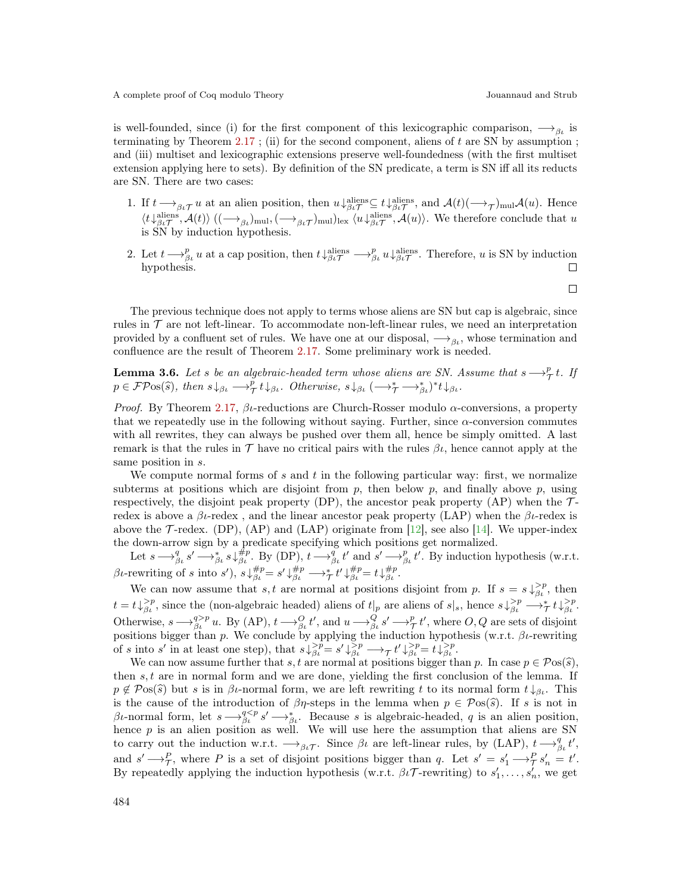is well-founded, since (i) for the first component of this lexicographic comparison, $\longrightarrow_{\beta\iota}$ is terminating by Theorem 2.17 ; (ii) for the second component, aliens of $t$ are SN by assumption ; and (iii) multiset and lexicographic extensions preserve well-foundedness (with the first multiset extension applying here to sets). By definition of the SN predicate, a term is SN iff all its reducts are SN. There are two cases:

1. If $t \longrightarrow_{\beta\iota\mathcal{T}} u$ at an alien position, then $u{\downarrow}^{\text{aliens}}_{\beta\iota\mathcal{T}} \subseteq t{\downarrow}^{\text{aliens}}_{\beta\iota\mathcal{T}}$, and $\mathcal{A}(t)(\longrightarrow_{\mathcal{T}})_{\text{mul}}\mathcal{A}(u)$. Hence $\langle t{\downarrow}^{\text{aliens}}_{\beta\iota\mathcal{T}}, \mathcal{A}(t)\rangle \; ((\longrightarrow_{\beta\iota})_{\text{mul}}, (\longrightarrow_{\beta\iota\mathcal{T}})_{\text{mul}})_{\text{lex}} \; \langle u{\downarrow}^{\text{aliens}}_{\beta\iota\mathcal{T}}, \mathcal{A}(u)\rangle$. We therefore conclude that $u$ is SN by induction hypothesis.

2. Let $t \longrightarrow^{p}_{\beta\iota} u$ at a cap position, then $t{\downarrow}^{\text{aliens}}_{\beta\iota\mathcal{T}} \longrightarrow^{p}_{\beta\iota} u{\downarrow}^{\text{aliens}}_{\beta\iota\mathcal{T}}$. Therefore, $u$ is SN by induction hypothesis. ◻

◻

The previous technique does not apply to terms whose aliens are SN but cap is algebraic, since rules in $\mathcal{T}$ are not left-linear. To accommodate non-left-linear rules, we need an interpretation provided by a confluent set of rules. We have one at our disposal, $\longrightarrow_{\beta\iota}$, whose termination and confluence are the result of Theorem 2.17. Some preliminary work is needed.

**Lemma 3.6.** *Let $s$ be an algebraic-headed term whose aliens are SN. Assume that $s \longrightarrow^{p}_{\mathcal{T}} t$. If $p \in \mathcal{FP}os(\widehat{s})$, then $s{\downarrow}_{\beta\iota} \longrightarrow^{p}_{\mathcal{T}} t{\downarrow}_{\beta\iota}$. Otherwise, $s{\downarrow}_{\beta\iota} \,(\longrightarrow^{*}_{\mathcal{T}} \longrightarrow^{*}_{\beta\iota})^{*} t{\downarrow}_{\beta\iota}$.*

*Proof.* By Theorem 2.17, $\beta\iota$-reductions are Church-Rosser modulo $\alpha$-conversions, a property that we repeatedly use in the following without saying. Further, since $\alpha$-conversion commutes with all rewrites, they can always be pushed over them all, hence be simply omitted. A last remark is that the rules in $\mathcal{T}$ have no critical pairs with the rules $\beta\iota$, hence cannot apply at the same position in $s$.

We compute normal forms of $s$ and $t$ in the following particular way: first, we normalize subterms at positions which are disjoint from $p$, then below $p$, and finally above $p$, using respectively, the disjoint peak property (DP), the ancestor peak property (AP) when the $\mathcal{T}$-redex is above a $\beta\iota$-redex , and the linear ancestor peak property (LAP) when the $\beta\iota$-redex is above the $\mathcal{T}$-redex. (DP), (AP) and (LAP) originate from [12], see also [14]. We upper-index the down-arrow sign by a predicate specifying which positions get normalized.

Let $s \longrightarrow^{q}_{\beta\iota} s' \longrightarrow^{*}_{\beta\iota} s{\downarrow}^{\#p}_{\beta\iota}$. By (DP), $t \longrightarrow^{q}_{\beta\iota} t'$ and $s' \longrightarrow^{p}_{\beta\iota} t'$. By induction hypothesis (w.r.t. $\beta\iota$-rewriting of $s$ into $s'$), $s{\downarrow}^{\#p}_{\beta\iota} = s'{\downarrow}^{\#p}_{\beta\iota} \longrightarrow^{*}_{\mathcal{T}} t'{\downarrow}^{\#p}_{\beta\iota} = t{\downarrow}^{\#p}_{\beta\iota}$.

We can now assume that $s, t$ are normal at positions disjoint from $p$. If $s = s{\downarrow}^{>p}_{\beta\iota}$, then $t = t{\downarrow}^{>p}_{\beta\iota}$, since the (non-algebraic headed) aliens of $t|_p$ are aliens of $s|_s$, hence $s{\downarrow}^{>p}_{\beta\iota} \longrightarrow^{*}_{\mathcal{T}} t{\downarrow}^{>p}_{\beta\iota}$. Otherwise, $s \longrightarrow^{q>p}_{\beta\iota} u$. By (AP), $t \longrightarrow^{O}_{\beta\iota} t'$, and $u \longrightarrow^{Q}_{\beta\iota} s' \longrightarrow^{p}_{\mathcal{T}} t'$, where $O, Q$ are sets of disjoint positions bigger than $p$. We conclude by applying the induction hypothesis (w.r.t. $\beta\iota$-rewriting of $s$ into $s'$ in at least one step), that $s{\downarrow}^{>p}_{\beta\iota} = s'{\downarrow}^{>p}_{\beta\iota} \longrightarrow_{\mathcal{T}} t'{\downarrow}^{>p}_{\beta\iota} = t{\downarrow}^{>p}_{\beta\iota}$.

We can now assume further that $s, t$ are normal at positions bigger than $p$. In case $p \in \mathcal{P}os(\widehat{s})$, then $s, t$ are in normal form and we are done, yielding the first conclusion of the lemma. If $p \notin \mathcal{P}os(\widehat{s})$ but $s$ is in $\beta\iota$-normal form, we are left rewriting $t$ to its normal form $t{\downarrow}_{\beta\iota}$. This is the cause of the introduction of $\beta\eta$-steps in the lemma when $p \in \mathcal{P}os(\widehat{s})$. If $s$ is not in $\beta\iota$-normal form, let $s \longrightarrow^{q<p}_{\beta\iota} s' \longrightarrow^{*}_{\beta\iota}$. Because $s$ is algebraic-headed, $q$ is an alien position, hence $p$ is an alien position as well. We will use here the assumption that aliens are SN to carry out the induction w.r.t. $\longrightarrow_{\beta\iota\mathcal{T}}$. Since $\beta\iota$ are left-linear rules, by (LAP), $t \longrightarrow^{q}_{\beta\iota} t'$, and $s' \longrightarrow^{P}_{\mathcal{T}}$, where $P$ is a set of disjoint positions bigger than $q$. Let $s' = s'_1 \longrightarrow^{P}_{\mathcal{T}} s'_n = t'$. By repeatedly applying the induction hypothesis (w.r.t. $\beta\iota\mathcal{T}$-rewriting) to $s'_1, \ldots, s'_n$, we get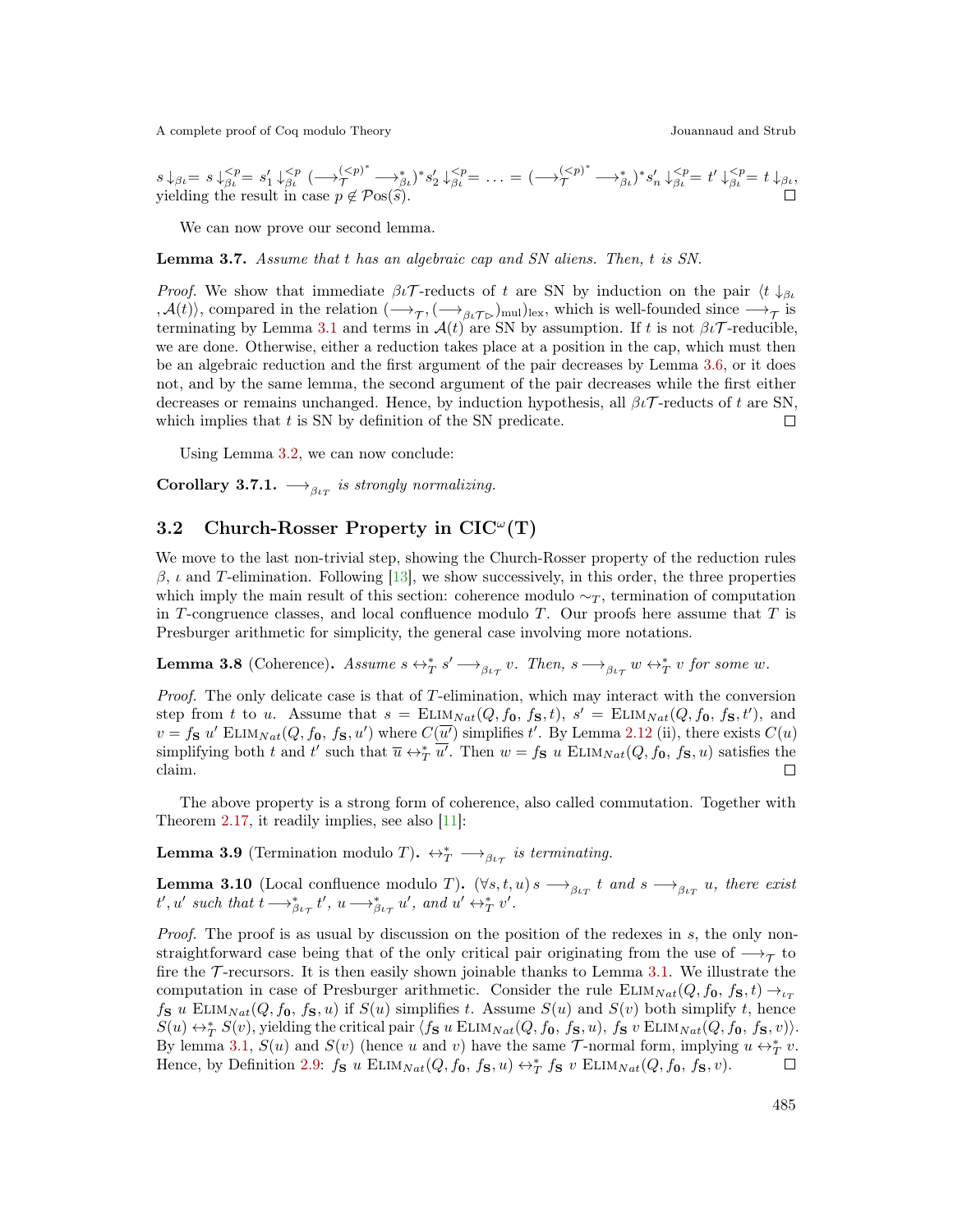$s\downarrow_{\beta\iota} = s\downarrow^{<p}_{\beta\iota} = s'_1\downarrow^{<p}_{\beta\iota} (\longrightarrow^{(<p)^*}_{\mathcal{T}} \longrightarrow^*_{\beta\iota})^* s'_2\downarrow^{<p}_{\beta\iota} = \ldots = (\longrightarrow^{(<p)^*}_{\mathcal{T}} \longrightarrow^*_{\beta\iota})^* s'_n\downarrow^{<p}_{\beta\iota} = t'\downarrow^{<p}_{\beta\iota} = t\downarrow_{\beta\iota}$, yielding the result in case $p \notin \mathcal{P}os(\widehat{s})$. ◻

We can now prove our second lemma.

**Lemma 3.7.** *Assume that $t$ has an algebraic cap and SN aliens. Then, $t$ is SN.*

*Proof.* We show that immediate $\beta\iota\mathcal{T}$-reducts of $t$ are SN by induction on the pair $\langle t\downarrow_{\beta\iota}, \mathcal{A}(t)\rangle$, compared in the relation $(\longrightarrow_{\mathcal{T}}, (\longrightarrow_{\beta\iota\mathcal{T}\rhd})_{\mathrm{mul}})_{\mathrm{lex}}$, which is well-founded since $\longrightarrow_{\mathcal{T}}$ is terminating by Lemma 3.1 and terms in $\mathcal{A}(t)$ are SN by assumption. If $t$ is not $\beta\iota\mathcal{T}$-reducible, we are done. Otherwise, either a reduction takes place at a position in the cap, which must then be an algebraic reduction and the first argument of the pair decreases by Lemma 3.6, or it does not, and by the same lemma, the second argument of the pair decreases while the first either decreases or remains unchanged. Hence, by induction hypothesis, all $\beta\iota\mathcal{T}$-reducts of $t$ are SN, which implies that $t$ is SN by definition of the SN predicate. ◻

Using Lemma 3.2, we can now conclude:

**Corollary 3.7.1.** *$\longrightarrow_{\beta\iota_T}$ is strongly normalizing.*

## 3.2 Church-Rosser Property in CIC$^\omega$(T)

We move to the last non-trivial step, showing the Church-Rosser property of the reduction rules $\beta$, $\iota$ and $T$-elimination. Following [13], we show successively, in this order, the three properties which imply the main result of this section: coherence modulo $\sim_T$, termination of computation in $T$-congruence classes, and local confluence modulo $T$. Our proofs here assume that $T$ is Presburger arithmetic for simplicity, the general case involving more notations.

**Lemma 3.8** (Coherence)**.** *Assume $s \leftrightarrow^*_T s' \longrightarrow_{\beta\iota_\mathcal{T}} v$. Then, $s \longrightarrow_{\beta\iota_\mathcal{T}} w \leftrightarrow^*_T v$ for some $w$.*

*Proof.* The only delicate case is that of $T$-elimination, which may interact with the conversion step from $t$ to $u$. Assume that $s = \textsc{Elim}_{Nat}(Q, f_{\mathbf{0}}, f_{\mathbf{S}}, t)$, $s' = \textsc{Elim}_{Nat}(Q, f_{\mathbf{0}}, f_{\mathbf{S}}, t')$, and $v = f_{\mathbf{S}}\ u'\ \textsc{Elim}_{Nat}(Q, f_{\mathbf{0}}, f_{\mathbf{S}}, u')$ where $C(\overline{u'})$ simplifies $t'$. By Lemma 2.12 (ii), there exists $C(u)$ simplifying both $t$ and $t'$ such that $\overline{u} \leftrightarrow^*_T \overline{u'}$. Then $w = f_{\mathbf{S}}\ u\ \textsc{Elim}_{Nat}(Q, f_{\mathbf{0}}, f_{\mathbf{S}}, u)$ satisfies the claim. ◻

The above property is a strong form of coherence, also called commutation. Together with Theorem 2.17, it readily implies, see also [11]:

**Lemma 3.9** (Termination modulo $T$)**.** *$\leftrightarrow^*_T \longrightarrow_{\beta\iota_\mathcal{T}}$ is terminating.*

**Lemma 3.10** (Local confluence modulo $T$)**.** *$(\forall s, t, u)\, s \longrightarrow_{\beta\iota_T} t$ and $s \longrightarrow_{\beta\iota_T} u$, there exist $t', u'$ such that $t \longrightarrow^*_{\beta\iota_\mathcal{T}} t'$, $u \longrightarrow^*_{\beta\iota_\mathcal{T}} u'$, and $u' \leftrightarrow^*_T v'$.*

*Proof.* The proof is as usual by discussion on the position of the redexes in $s$, the only non-straightforward case being that of the only critical pair originating from the use of $\longrightarrow_{\mathcal{T}}$ to fire the $\mathcal{T}$-recursors. It is then easily shown joinable thanks to Lemma 3.1. We illustrate the computation in case of Presburger arithmetic. Consider the rule $\textsc{Elim}_{Nat}(Q, f_{\mathbf{0}}, f_{\mathbf{S}}, t) \rightarrow_{\iota_T} f_{\mathbf{S}}\ u\ \textsc{Elim}_{Nat}(Q, f_{\mathbf{0}}, f_{\mathbf{S}}, u)$ if $S(u)$ simplifies $t$. Assume $S(u)$ and $S(v)$ both simplify $t$, hence $S(u) \leftrightarrow^*_T S(v)$, yielding the critical pair $\langle f_{\mathbf{S}}\ u\ \textsc{Elim}_{Nat}(Q, f_{\mathbf{0}}, f_{\mathbf{S}}, u),\ f_{\mathbf{S}}\ v\ \textsc{Elim}_{Nat}(Q, f_{\mathbf{0}}, f_{\mathbf{S}}, v)\rangle$. By lemma 3.1, $S(u)$ and $S(v)$ (hence $u$ and $v$) have the same $\mathcal{T}$-normal form, implying $u \leftrightarrow^*_T v$. Hence, by Definition 2.9: $f_{\mathbf{S}}\ u\ \textsc{Elim}_{Nat}(Q, f_{\mathbf{0}}, f_{\mathbf{S}}, u) \leftrightarrow^*_T f_{\mathbf{S}}\ v\ \textsc{Elim}_{Nat}(Q, f_{\mathbf{0}}, f_{\mathbf{S}}, v)$. ◻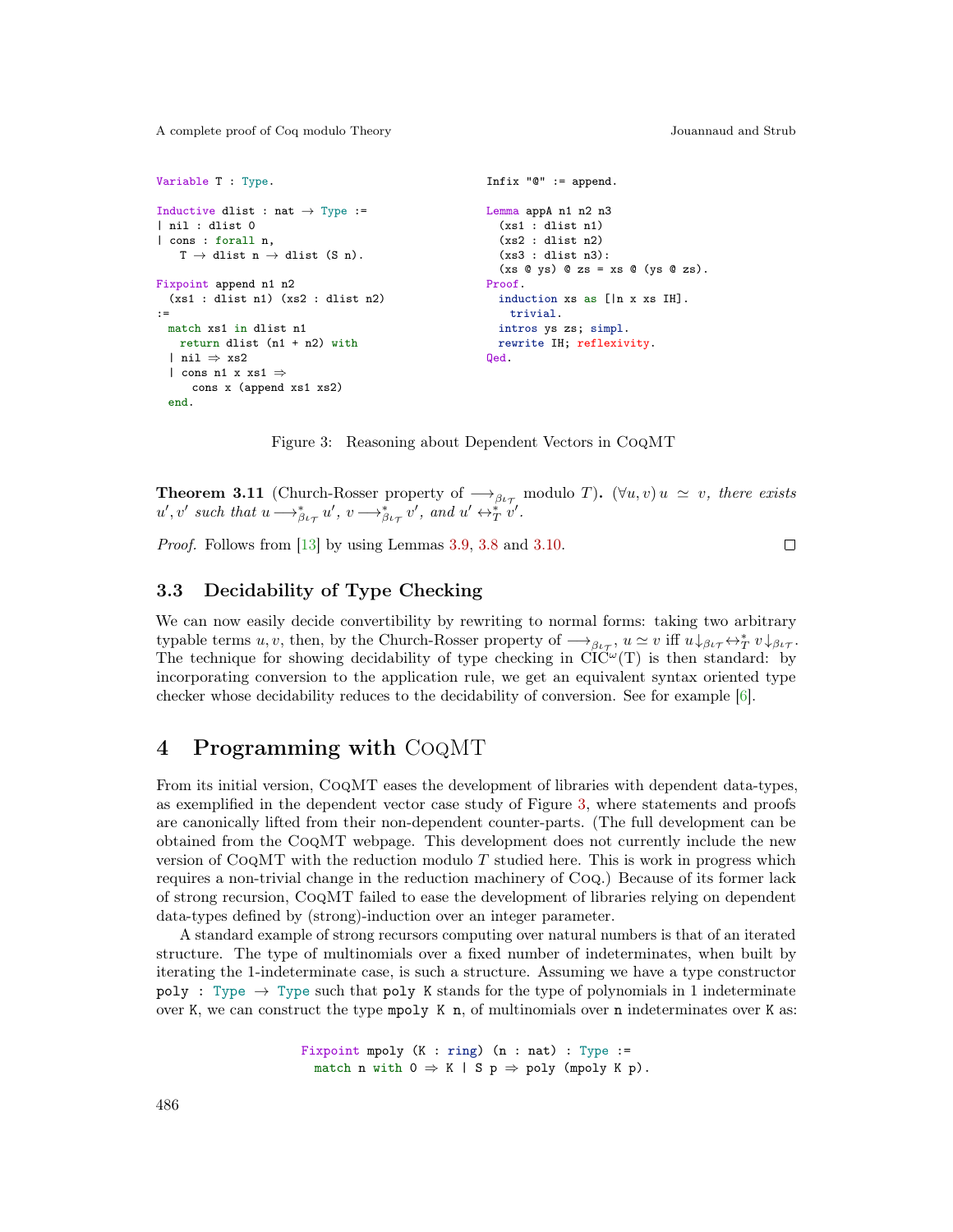```
Variable T : Type.

Inductive dlist : nat → Type :=
| nil : dlist 0
| cons : forall n,
    T → dlist n → dlist (S n).

Fixpoint append n1 n2
  (xs1 : dlist n1) (xs2 : dlist n2)
:=
  match xs1 in dlist n1
    return dlist (n1 + n2) with
  | nil ⇒ xs2
  | cons n1 x xs1 ⇒
      cons x (append xs1 xs2)
  end.
```

```
Infix "@" := append.

Lemma appA n1 n2 n3
  (xs1 : dlist n1)
  (xs2 : dlist n2)
  (xs3 : dlist n3):
  (xs @ ys) @ zs = xs @ (ys @ zs).
Proof.
  induction xs as [|n x xs IH].
    trivial.
  intros ys zs; simpl.
  rewrite IH; reflexivity.
Qed.
```

Figure 3: Reasoning about Dependent Vectors in CoqMT

**Theorem 3.11** (Church-Rosser property of $\longrightarrow_{\beta\iota_{\mathcal{T}}}$ modulo $T$)**.** *$(\forall u, v)\, u \simeq v$, there exists $u', v'$ such that $u \longrightarrow^*_{\beta\iota_{\mathcal{T}}} u'$, $v \longrightarrow^*_{\beta\iota_{\mathcal{T}}} v'$, and $u' \leftrightarrow^*_{T} v'$.*

*Proof.* Follows from [13] by using Lemmas 3.9, 3.8 and 3.10. ◻

### 3.3 Decidability of Type Checking

We can now easily decide convertibility by rewriting to normal forms: taking two arbitrary typable terms $u, v$, then, by the Church-Rosser property of $\longrightarrow_{\beta\iota_{\mathcal{T}}}$, $u \simeq v$ iff $u{\downarrow_{\beta\iota_{\mathcal{T}}}} \leftrightarrow^*_{T} v{\downarrow_{\beta\iota_{\mathcal{T}}}}$. The technique for showing decidability of type checking in CIC$^\omega$(T) is then standard: by incorporating conversion to the application rule, we get an equivalent syntax oriented type checker whose decidability reduces to the decidability of conversion. See for example [6].

## 4 Programming with CoqMT

From its initial version, CoqMT eases the development of libraries with dependent data-types, as exemplified in the dependent vector case study of Figure 3, where statements and proofs are canonically lifted from their non-dependent counter-parts. (The full development can be obtained from the CoqMT webpage. This development does not currently include the new version of CoqMT with the reduction modulo $T$ studied here. This is work in progress which requires a non-trivial change in the reduction machinery of Coq.) Because of its former lack of strong recursion, CoqMT failed to ease the development of libraries relying on dependent data-types defined by (strong)-induction over an integer parameter.

A standard example of strong recursors computing over natural numbers is that of an iterated structure. The type of multinomials over a fixed number of indeterminates, when built by iterating the 1-indeterminate case, is such a structure. Assuming we have a type constructor `poly : Type → Type` such that `poly K` stands for the type of polynomials in 1 indeterminate over `K`, we can construct the type `mpoly K n`, of multinomials over `n` indeterminates over `K` as:

```
Fixpoint mpoly (K : ring) (n : nat) : Type :=
  match n with 0 ⇒ K | S p ⇒ poly (mpoly K p).
```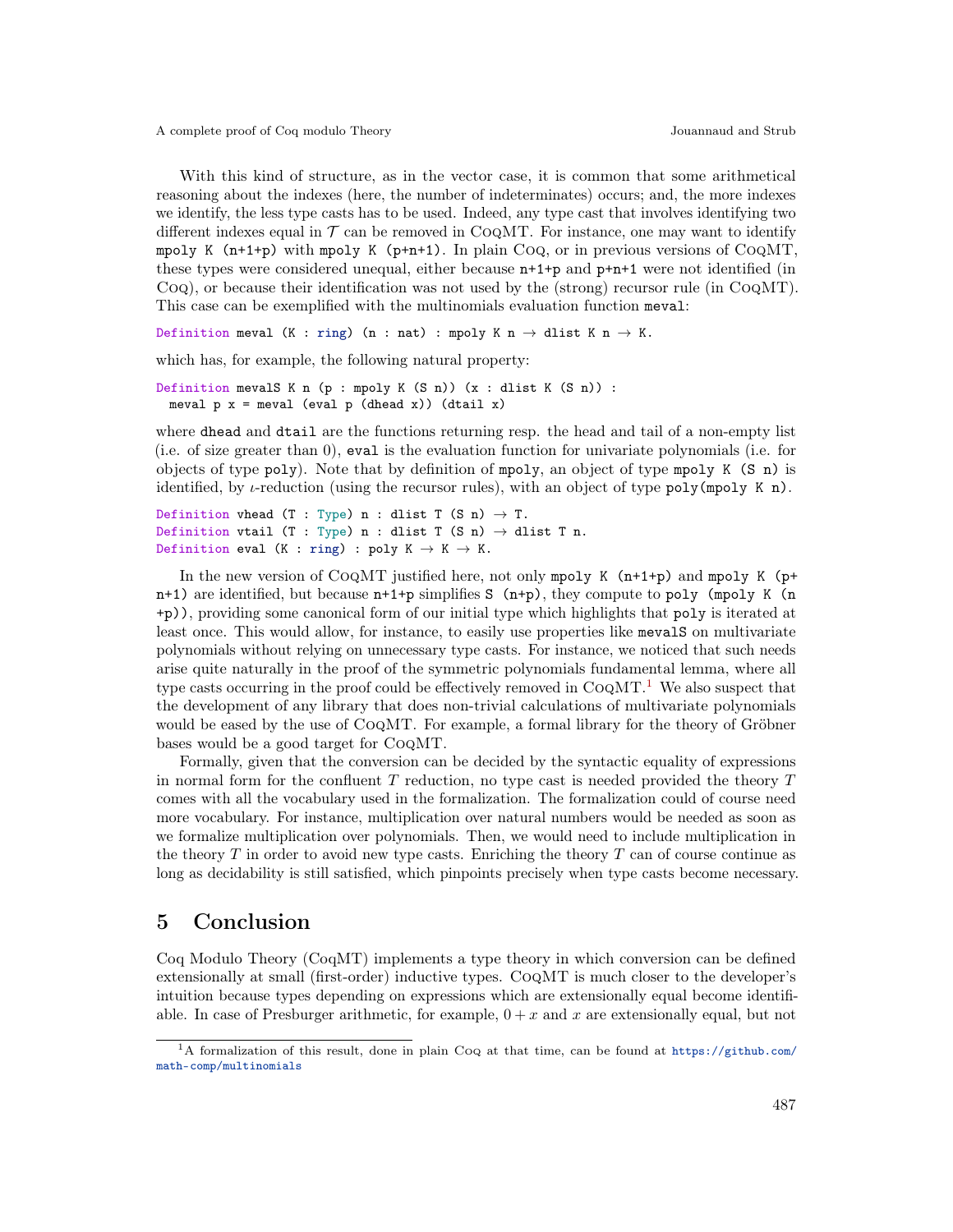With this kind of structure, as in the vector case, it is common that some arithmetical reasoning about the indexes (here, the number of indeterminates) occurs; and, the more indexes we identify, the less type casts has to be used. Indeed, any type cast that involves identifying two different indexes equal in $\mathcal{T}$ can be removed in CoqMT. For instance, one may want to identify `mpoly K (n+1+p)` with `mpoly K (p+n+1)`. In plain Coq, or in previous versions of CoqMT, these types were considered unequal, either because `n+1+p` and `p+n+1` were not identified (in Coq), or because their identification was not used by the (strong) recursor rule (in CoqMT). This case can be exemplified with the multinomials evaluation function `meval`:

```
Definition meval (K : ring) (n : nat) : mpoly K n → dlist K n → K.
```

which has, for example, the following natural property:

```
Definition mevalS K n (p : mpoly K (S n)) (x : dlist K (S n)) :
  meval p x = meval (eval p (dhead x)) (dtail x)
```

where `dhead` and `dtail` are the functions returning resp. the head and tail of a non-empty list (i.e. of size greater than 0), `eval` is the evaluation function for univariate polynomials (i.e. for objects of type `poly`). Note that by definition of `mpoly`, an object of type `mpoly K (S n)` is identified, by $\iota$-reduction (using the recursor rules), with an object of type `poly(mpoly K n)`.

```
Definition vhead (T : Type) n : dlist T (S n) → T.
Definition vtail (T : Type) n : dlist T (S n) → dlist T n.
Definition eval (K : ring) : poly K → K → K.
```

In the new version of CoqMT justified here, not only `mpoly K (n+1+p)` and `mpoly K (p+n+1)` are identified, but because `n+1+p` simplifies `S (n+p)`, they compute to `poly (mpoly K (n+p))`, providing some canonical form of our initial type which highlights that `poly` is iterated at least once. This would allow, for instance, to easily use properties like `mevalS` on multivariate polynomials without relying on unnecessary type casts. For instance, we noticed that such needs arise quite naturally in the proof of the symmetric polynomials fundamental lemma, where all type casts occurring in the proof could be effectively removed in CoqMT.[1] We also suspect that the development of any library that does non-trivial calculations of multivariate polynomials would be eased by the use of CoqMT. For example, a formal library for the theory of Gröbner bases would be a good target for CoqMT.

Formally, given that the conversion can be decided by the syntactic equality of expressions in normal form for the confluent $T$ reduction, no type cast is needed provided the theory $T$ comes with all the vocabulary used in the formalization. The formalization could of course need more vocabulary. For instance, multiplication over natural numbers would be needed as soon as we formalize multiplication over polynomials. Then, we would need to include multiplication in the theory $T$ in order to avoid new type casts. Enriching the theory $T$ can of course continue as long as decidability is still satisfied, which pinpoints precisely when type casts become necessary.

# 5 Conclusion

Coq Modulo Theory (CoqMT) implements a type theory in which conversion can be defined extensionally at small (first-order) inductive types. CoqMT is much closer to the developer's intuition because types depending on expressions which are extensionally equal become identifiable. In case of Presburger arithmetic, for example, $0 + x$ and $x$ are extensionally equal, but not

[1] A formalization of this result, done in plain Coq at that time, can be found at https://github.com/math-comp/multinomials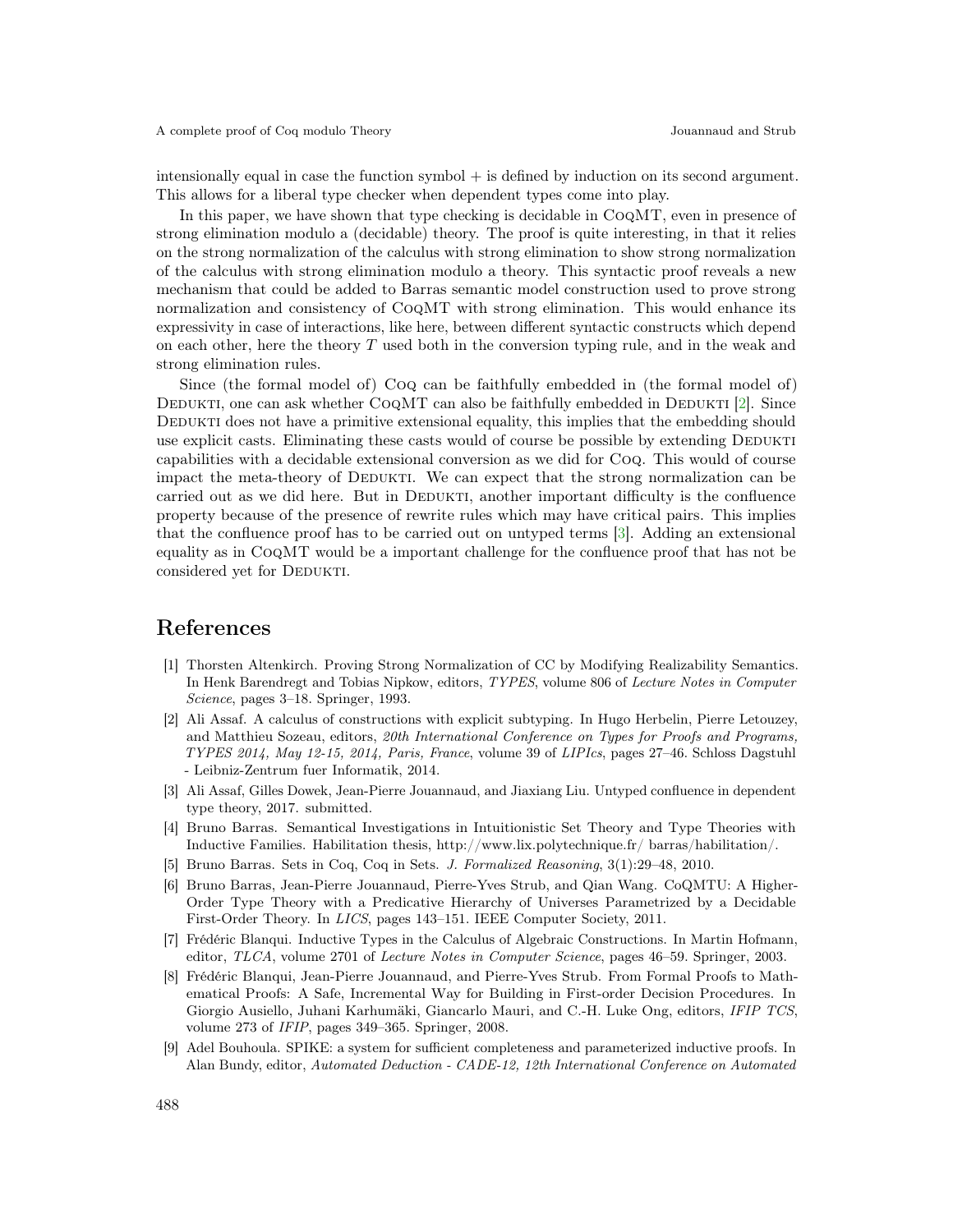intensionally equal in case the function symbol + is defined by induction on its second argument. This allows for a liberal type checker when dependent types come into play.

In this paper, we have shown that type checking is decidable in CoqMT, even in presence of strong elimination modulo a (decidable) theory. The proof is quite interesting, in that it relies on the strong normalization of the calculus with strong elimination to show strong normalization of the calculus with strong elimination modulo a theory. This syntactic proof reveals a new mechanism that could be added to Barras semantic model construction used to prove strong normalization and consistency of CoqMT with strong elimination. This would enhance its expressivity in case of interactions, like here, between different syntactic constructs which depend on each other, here the theory $T$ used both in the conversion typing rule, and in the weak and strong elimination rules.

Since (the formal model of) Coq can be faithfully embedded in (the formal model of) Dedukti, one can ask whether CoqMT can also be faithfully embedded in Dedukti [2]. Since Dedukti does not have a primitive extensional equality, this implies that the embedding should use explicit casts. Eliminating these casts would of course be possible by extending Dedukti capabilities with a decidable extensional conversion as we did for Coq. This would of course impact the meta-theory of Dedukti. We can expect that the strong normalization can be carried out as we did here. But in Dedukti, another important difficulty is the confluence property because of the presence of rewrite rules which may have critical pairs. This implies that the confluence proof has to be carried out on untyped terms [3]. Adding an extensional equality as in CoqMT would be a important challenge for the confluence proof that has not be considered yet for Dedukti.

# References

[1] Thorsten Altenkirch. Proving Strong Normalization of CC by Modifying Realizability Semantics. In Henk Barendregt and Tobias Nipkow, editors, *TYPES*, volume 806 of *Lecture Notes in Computer Science*, pages 3–18. Springer, 1993.

[2] Ali Assaf. A calculus of constructions with explicit subtyping. In Hugo Herbelin, Pierre Letouzey, and Matthieu Sozeau, editors, *20th International Conference on Types for Proofs and Programs, TYPES 2014, May 12-15, 2014, Paris, France*, volume 39 of *LIPIcs*, pages 27–46. Schloss Dagstuhl - Leibniz-Zentrum fuer Informatik, 2014.

[3] Ali Assaf, Gilles Dowek, Jean-Pierre Jouannaud, and Jiaxiang Liu. Untyped confluence in dependent type theory, 2017. submitted.

[4] Bruno Barras. Semantical Investigations in Intuitionistic Set Theory and Type Theories with Inductive Families. Habilitation thesis, http://www.lix.polytechnique.fr/ barras/habilitation/.

[5] Bruno Barras. Sets in Coq, Coq in Sets. *J. Formalized Reasoning*, 3(1):29–48, 2010.

[6] Bruno Barras, Jean-Pierre Jouannaud, Pierre-Yves Strub, and Qian Wang. CoQMTU: A Higher-Order Type Theory with a Predicative Hierarchy of Universes Parametrized by a Decidable First-Order Theory. In *LICS*, pages 143–151. IEEE Computer Society, 2011.

[7] Frédéric Blanqui. Inductive Types in the Calculus of Algebraic Constructions. In Martin Hofmann, editor, *TLCA*, volume 2701 of *Lecture Notes in Computer Science*, pages 46–59. Springer, 2003.

[8] Frédéric Blanqui, Jean-Pierre Jouannaud, and Pierre-Yves Strub. From Formal Proofs to Mathematical Proofs: A Safe, Incremental Way for Building in First-order Decision Procedures. In Giorgio Ausiello, Juhani Karhumäki, Giancarlo Mauri, and C.-H. Luke Ong, editors, *IFIP TCS*, volume 273 of *IFIP*, pages 349–365. Springer, 2008.

[9] Adel Bouhoula. SPIKE: a system for sufficient completeness and parameterized inductive proofs. In Alan Bundy, editor, *Automated Deduction - CADE-12, 12th International Conference on Automated*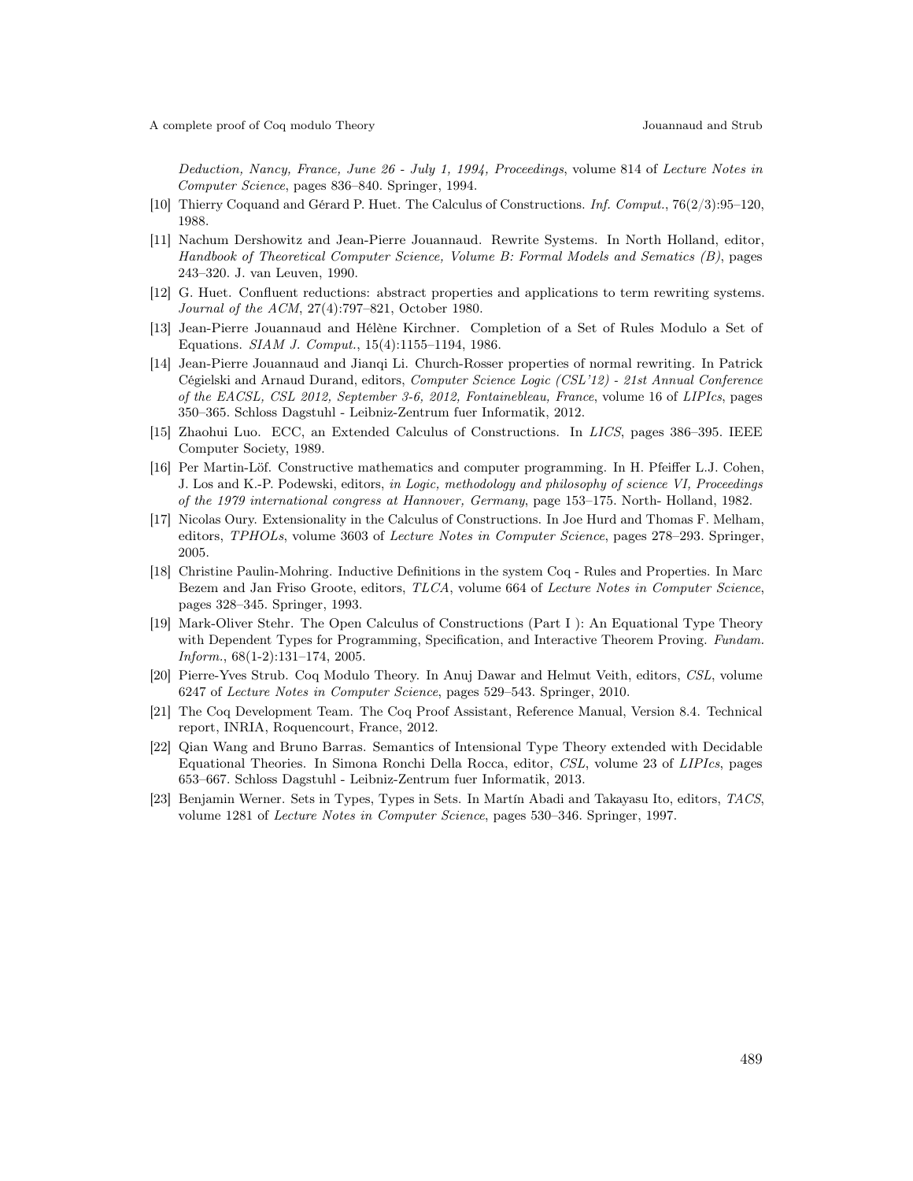*Deduction, Nancy, France, June 26 - July 1, 1994, Proceedings*, volume 814 of *Lecture Notes in Computer Science*, pages 836–840. Springer, 1994.

[10] Thierry Coquand and Gérard P. Huet. The Calculus of Constructions. *Inf. Comput.*, 76(2/3):95–120, 1988.

[11] Nachum Dershowitz and Jean-Pierre Jouannaud. Rewrite Systems. In North Holland, editor, *Handbook of Theoretical Computer Science, Volume B: Formal Models and Sematics (B)*, pages 243–320. J. van Leuven, 1990.

[12] G. Huet. Confluent reductions: abstract properties and applications to term rewriting systems. *Journal of the ACM*, 27(4):797–821, October 1980.

[13] Jean-Pierre Jouannaud and Hélène Kirchner. Completion of a Set of Rules Modulo a Set of Equations. *SIAM J. Comput.*, 15(4):1155–1194, 1986.

[14] Jean-Pierre Jouannaud and Jianqi Li. Church-Rosser properties of normal rewriting. In Patrick Cégielski and Arnaud Durand, editors, *Computer Science Logic (CSL'12) - 21st Annual Conference of the EACSL, CSL 2012, September 3-6, 2012, Fontainebleau, France*, volume 16 of *LIPIcs*, pages 350–365. Schloss Dagstuhl - Leibniz-Zentrum fuer Informatik, 2012.

[15] Zhaohui Luo. ECC, an Extended Calculus of Constructions. In *LICS*, pages 386–395. IEEE Computer Society, 1989.

[16] Per Martin-Löf. Constructive mathematics and computer programming. In H. Pfeiffer L.J. Cohen, J. Los and K.-P. Podewski, editors, *in Logic, methodology and philosophy of science VI, Proceedings of the 1979 international congress at Hannover, Germany*, page 153–175. North- Holland, 1982.

[17] Nicolas Oury. Extensionality in the Calculus of Constructions. In Joe Hurd and Thomas F. Melham, editors, *TPHOLs*, volume 3603 of *Lecture Notes in Computer Science*, pages 278–293. Springer, 2005.

[18] Christine Paulin-Mohring. Inductive Definitions in the system Coq - Rules and Properties. In Marc Bezem and Jan Friso Groote, editors, *TLCA*, volume 664 of *Lecture Notes in Computer Science*, pages 328–345. Springer, 1993.

[19] Mark-Oliver Stehr. The Open Calculus of Constructions (Part I ): An Equational Type Theory with Dependent Types for Programming, Specification, and Interactive Theorem Proving. *Fundam. Inform.*, 68(1-2):131–174, 2005.

[20] Pierre-Yves Strub. Coq Modulo Theory. In Anuj Dawar and Helmut Veith, editors, *CSL*, volume 6247 of *Lecture Notes in Computer Science*, pages 529–543. Springer, 2010.

[21] The Coq Development Team. The Coq Proof Assistant, Reference Manual, Version 8.4. Technical report, INRIA, Roquencourt, France, 2012.

[22] Qian Wang and Bruno Barras. Semantics of Intensional Type Theory extended with Decidable Equational Theories. In Simona Ronchi Della Rocca, editor, *CSL*, volume 23 of *LIPIcs*, pages 653–667. Schloss Dagstuhl - Leibniz-Zentrum fuer Informatik, 2013.

[23] Benjamin Werner. Sets in Types, Types in Sets. In Martín Abadi and Takayasu Ito, editors, *TACS*, volume 1281 of *Lecture Notes in Computer Science*, pages 530–346. Springer, 1997.